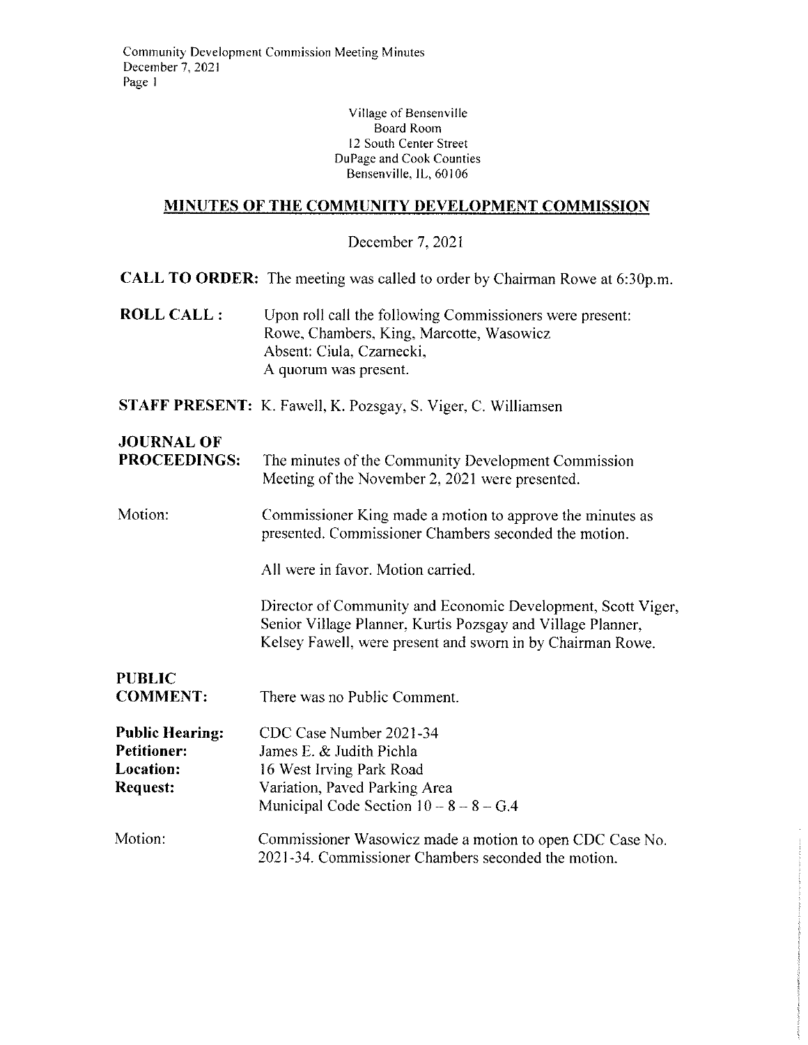Village of Bensenville
Board Room
12 South Center Street
DuPage and Cook Counties
Bensenville, IL, 60106

## MINUTES OF THE COMMUNITY DEVELOPMENT COMMISSION

December 7, 2021

**CALL TO ORDER:** The meeting was called to order by Chairman Rowe at 6:30p.m.

**ROLL CALL :** Upon roll call the following Commissioners were present: Rowe, Chambers, King, Marcotte, Wasowicz
Absent: Ciula, Czarnecki,
A quorum was present.

**STAFF PRESENT:** K. Fawell, K. Pozsgay, S. Viger, C. Williamsen

**JOURNAL OF PROCEEDINGS:** The minutes of the Community Development Commission Meeting of the November 2, 2021 were presented.

Motion: Commissioner King made a motion to approve the minutes as presented. Commissioner Chambers seconded the motion.

All were in favor. Motion carried.

Director of Community and Economic Development, Scott Viger, Senior Village Planner, Kurtis Pozsgay and Village Planner, Kelsey Fawell, were present and sworn in by Chairman Rowe.

**PUBLIC COMMENT:** There was no Public Comment.

**Public Hearing:** CDC Case Number 2021-34
**Petitioner:** James E. & Judith Pichla
**Location:** 16 West Irving Park Road
**Request:** Variation, Paved Parking Area
Municipal Code Section 10 – 8 – 8 – G.4

Motion: Commissioner Wasowicz made a motion to open CDC Case No. 2021-34. Commissioner Chambers seconded the motion.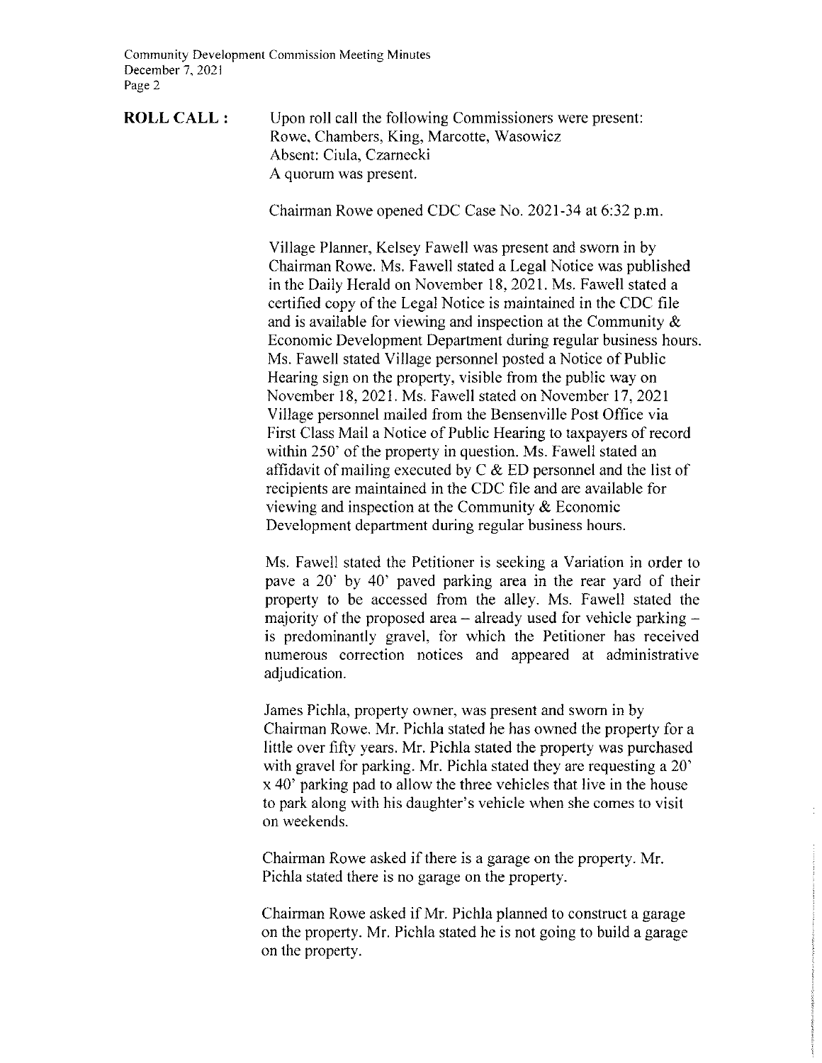**ROLL CALL :** Upon roll call the following Commissioners were present: Rowe, Chambers, King, Marcotte, Wasowicz
Absent: Ciula, Czarnecki
A quorum was present.

Chairman Rowe opened CDC Case No. 2021-34 at 6:32 p.m.

Village Planner, Kelsey Fawell was present and sworn in by Chairman Rowe. Ms. Fawell stated a Legal Notice was published in the Daily Herald on November 18, 2021. Ms. Fawell stated a certified copy of the Legal Notice is maintained in the CDC file and is available for viewing and inspection at the Community & Economic Development Department during regular business hours. Ms. Fawell stated Village personnel posted a Notice of Public Hearing sign on the property, visible from the public way on November 18, 2021. Ms. Fawell stated on November 17, 2021 Village personnel mailed from the Bensenville Post Office via First Class Mail a Notice of Public Hearing to taxpayers of record within 250' of the property in question. Ms. Fawell stated an affidavit of mailing executed by C & ED personnel and the list of recipients are maintained in the CDC file and are available for viewing and inspection at the Community & Economic Development department during regular business hours.

Ms. Fawell stated the Petitioner is seeking a Variation in order to pave a 20' by 40' paved parking area in the rear yard of their property to be accessed from the alley. Ms. Fawell stated the majority of the proposed area – already used for vehicle parking – is predominantly gravel, for which the Petitioner has received numerous correction notices and appeared at administrative adjudication.

James Pichla, property owner, was present and sworn in by Chairman Rowe. Mr. Pichla stated he has owned the property for a little over fifty years. Mr. Pichla stated the property was purchased with gravel for parking. Mr. Pichla stated they are requesting a 20' x 40' parking pad to allow the three vehicles that live in the house to park along with his daughter's vehicle when she comes to visit on weekends.

Chairman Rowe asked if there is a garage on the property. Mr. Pichla stated there is no garage on the property.

Chairman Rowe asked if Mr. Pichla planned to construct a garage on the property. Mr. Pichla stated he is not going to build a garage on the property.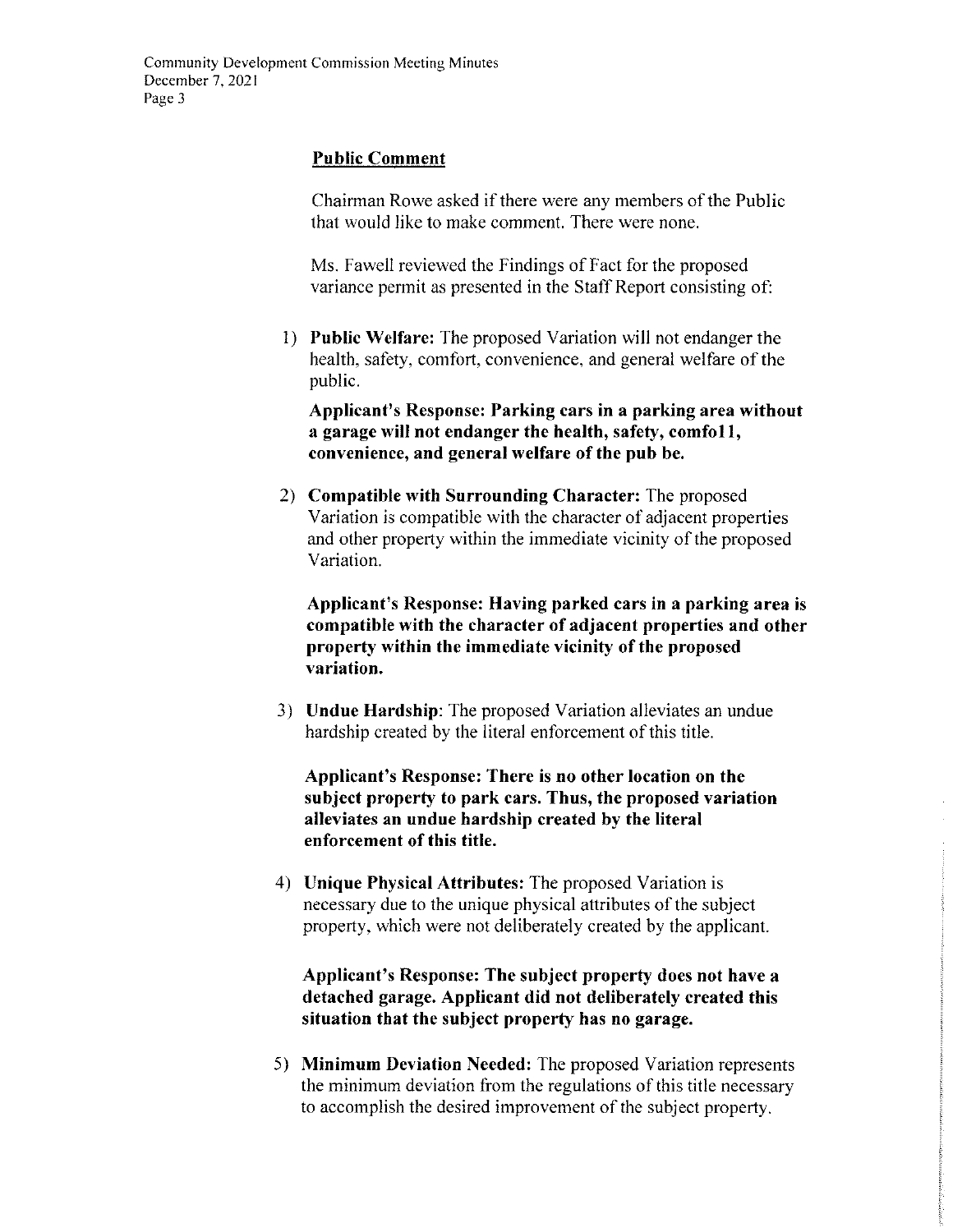**Public Comment**

Chairman Rowe asked if there were any members of the Public that would like to make comment. There were none.

Ms. Fawell reviewed the Findings of Fact for the proposed variance permit as presented in the Staff Report consisting of:

1) **Public Welfare:** The proposed Variation will not endanger the health, safety, comfort, convenience, and general welfare of the public.

   **Applicant's Response: Parking cars in a parking area without a garage will not endanger the health, safety, comfo1 1, convenience, and general welfare of the pub be.**

2) **Compatible with Surrounding Character:** The proposed Variation is compatible with the character of adjacent properties and other property within the immediate vicinity of the proposed Variation.

   **Applicant's Response: Having parked cars in a parking area is compatible with the character of adjacent properties and other property within the immediate vicinity of the proposed variation.**

3) **Undue Hardship**: The proposed Variation alleviates an undue hardship created by the literal enforcement of this title.

   **Applicant's Response: There is no other location on the subject property to park cars. Thus, the proposed variation alleviates an undue hardship created by the literal enforcement of this title.**

4) **Unique Physical Attributes:** The proposed Variation is necessary due to the unique physical attributes of the subject property, which were not deliberately created by the applicant.

   **Applicant's Response: The subject property does not have a detached garage. Applicant did not deliberately created this situation that the subject property has no garage.**

5) **Minimum Deviation Needed:** The proposed Variation represents the minimum deviation from the regulations of this title necessary to accomplish the desired improvement of the subject property.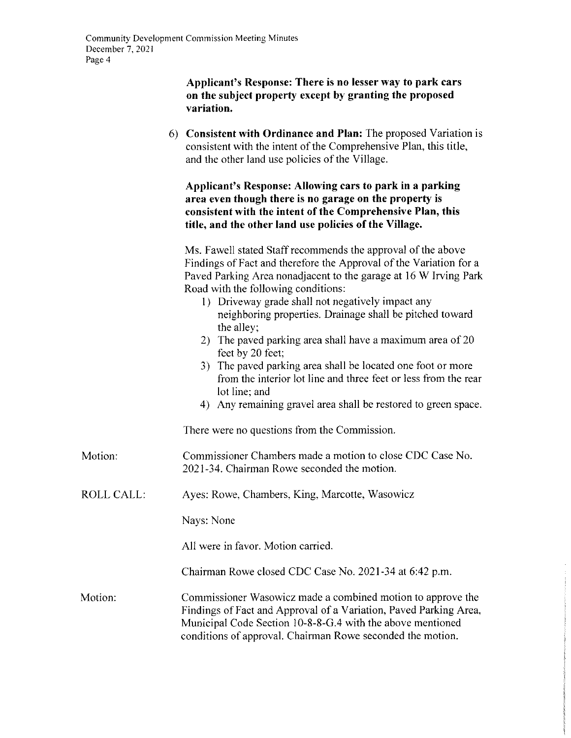**Applicant's Response: There is no lesser way to park cars on the subject property except by granting the proposed variation.**

6) **Consistent with Ordinance and Plan:** The proposed Variation is consistent with the intent of the Comprehensive Plan, this title, and the other land use policies of the Village.

**Applicant's Response: Allowing cars to park in a parking area even though there is no garage on the property is consistent with the intent of the Comprehensive Plan, this title, and the other land use policies of the Village.**

Ms. Fawell stated Staff recommends the approval of the above Findings of Fact and therefore the Approval of the Variation for a Paved Parking Area nonadjacent to the garage at 16 W Irving Park Road with the following conditions:

1) Driveway grade shall not negatively impact any neighboring properties. Drainage shall be pitched toward the alley;
2) The paved parking area shall have a maximum area of 20 feet by 20 feet;
3) The paved parking area shall be located one foot or more from the interior lot line and three feet or less from the rear lot line; and
4) Any remaining gravel area shall be restored to green space.

There were no questions from the Commission.

Motion: Commissioner Chambers made a motion to close CDC Case No. 2021-34. Chairman Rowe seconded the motion.

ROLL CALL: Ayes: Rowe, Chambers, King, Marcotte, Wasowicz

Nays: None

All were in favor. Motion carried.

Chairman Rowe closed CDC Case No. 2021-34 at 6:42 p.m.

Motion: Commissioner Wasowicz made a combined motion to approve the Findings of Fact and Approval of a Variation, Paved Parking Area, Municipal Code Section 10-8-8-G.4 with the above mentioned conditions of approval. Chairman Rowe seconded the motion.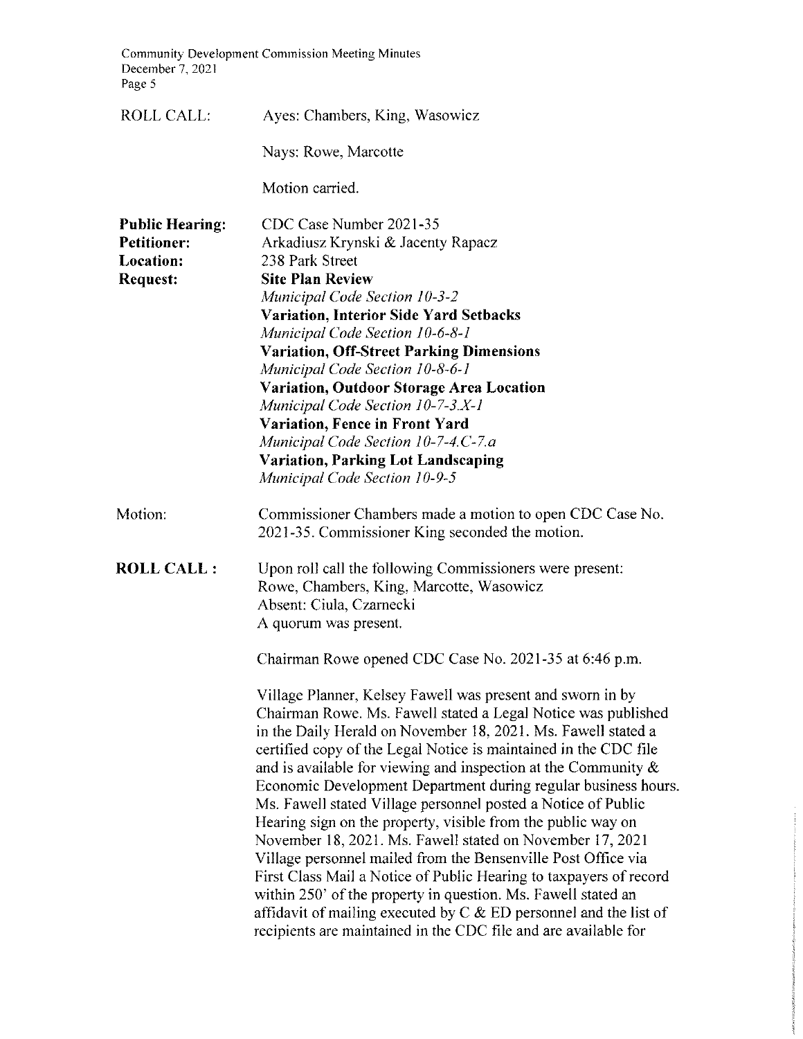ROLL CALL: Ayes: Chambers, King, Wasowicz

Nays: Rowe, Marcotte

Motion carried.

**Public Hearing:** CDC Case Number 2021-35
**Petitioner:** Arkadiusz Krynski & Jacenty Rapacz
**Location:** 238 Park Street
**Request:** **Site Plan Review**
*Municipal Code Section 10-3-2*
**Variation, Interior Side Yard Setbacks**
*Municipal Code Section 10-6-8-1*
**Variation, Off-Street Parking Dimensions**
*Municipal Code Section 10-8-6-1*
**Variation, Outdoor Storage Area Location**
*Municipal Code Section 10-7-3.X-1*
**Variation, Fence in Front Yard**
*Municipal Code Section 10-7-4.C-7.a*
**Variation, Parking Lot Landscaping**
*Municipal Code Section 10-9-5*

Motion: Commissioner Chambers made a motion to open CDC Case No. 2021-35. Commissioner King seconded the motion.

**ROLL CALL :** Upon roll call the following Commissioners were present:
Rowe, Chambers, King, Marcotte, Wasowicz
Absent: Ciula, Czarnecki
A quorum was present.

Chairman Rowe opened CDC Case No. 2021-35 at 6:46 p.m.

Village Planner, Kelsey Fawell was present and sworn in by Chairman Rowe. Ms. Fawell stated a Legal Notice was published in the Daily Herald on November 18, 2021. Ms. Fawell stated a certified copy of the Legal Notice is maintained in the CDC file and is available for viewing and inspection at the Community & Economic Development Department during regular business hours. Ms. Fawell stated Village personnel posted a Notice of Public Hearing sign on the property, visible from the public way on November 18, 2021. Ms. Fawell stated on November 17, 2021 Village personnel mailed from the Bensenville Post Office via First Class Mail a Notice of Public Hearing to taxpayers of record within 250' of the property in question. Ms. Fawell stated an affidavit of mailing executed by C & ED personnel and the list of recipients are maintained in the CDC file and are available for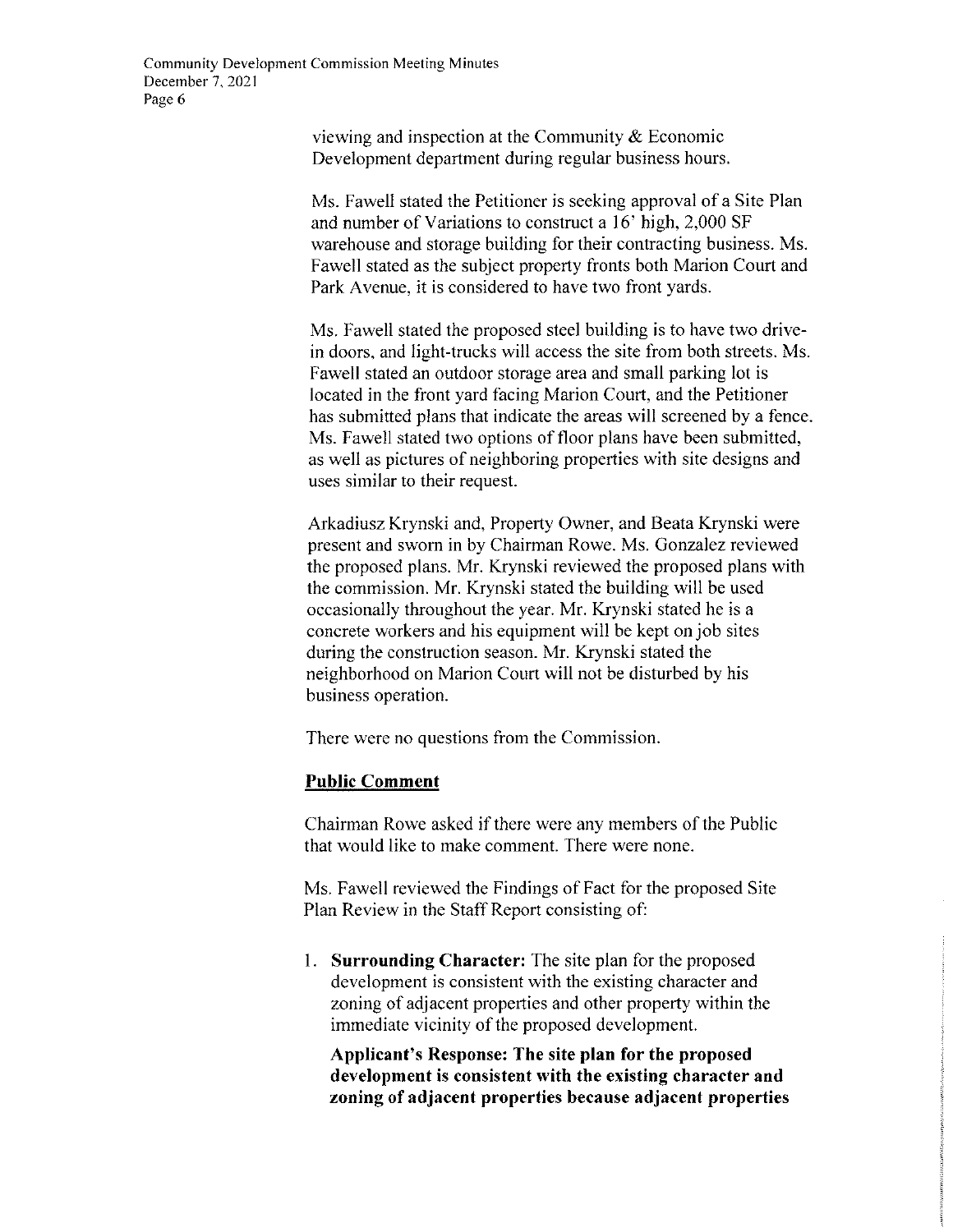viewing and inspection at the Community & Economic Development department during regular business hours.

Ms. Fawell stated the Petitioner is seeking approval of a Site Plan and number of Variations to construct a 16' high, 2,000 SF warehouse and storage building for their contracting business. Ms. Fawell stated as the subject property fronts both Marion Court and Park Avenue, it is considered to have two front yards.

Ms. Fawell stated the proposed steel building is to have two drive-in doors, and light-trucks will access the site from both streets. Ms. Fawell stated an outdoor storage area and small parking lot is located in the front yard facing Marion Court, and the Petitioner has submitted plans that indicate the areas will screened by a fence. Ms. Fawell stated two options of floor plans have been submitted, as well as pictures of neighboring properties with site designs and uses similar to their request.

Arkadiusz Krynski and, Property Owner, and Beata Krynski were present and sworn in by Chairman Rowe. Ms. Gonzalez reviewed the proposed plans. Mr. Krynski reviewed the proposed plans with the commission. Mr. Krynski stated the building will be used occasionally throughout the year. Mr. Krynski stated he is a concrete workers and his equipment will be kept on job sites during the construction season. Mr. Krynski stated the neighborhood on Marion Court will not be disturbed by his business operation.

There were no questions from the Commission.

**Public Comment**

Chairman Rowe asked if there were any members of the Public that would like to make comment. There were none.

Ms. Fawell reviewed the Findings of Fact for the proposed Site Plan Review in the Staff Report consisting of:

1. **Surrounding Character:** The site plan for the proposed development is consistent with the existing character and zoning of adjacent properties and other property within the immediate vicinity of the proposed development.

   **Applicant's Response: The site plan for the proposed development is consistent with the existing character and zoning of adjacent properties because adjacent properties**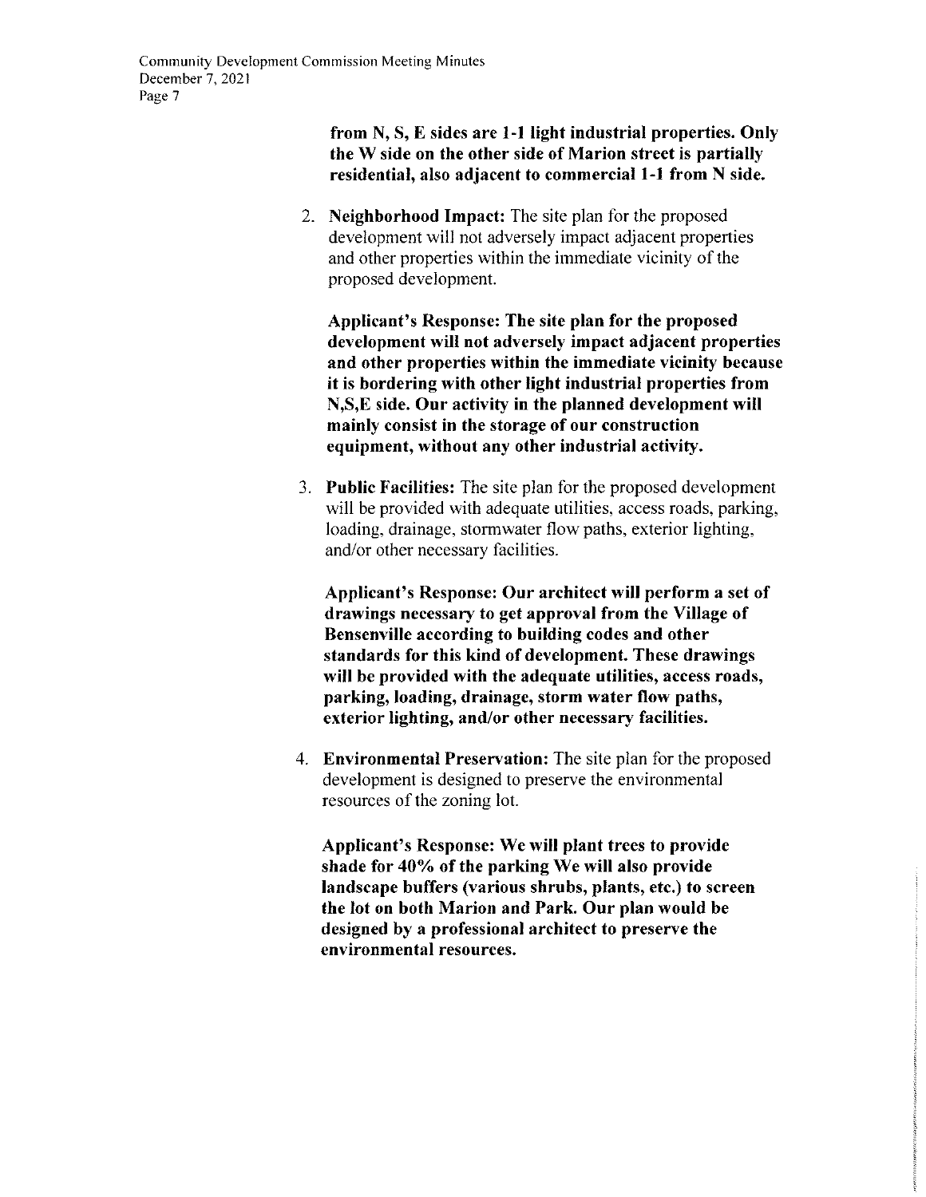**from N, S, E sides are 1-1 light industrial properties. Only the W side on the other side of Marion street is partially residential, also adjacent to commercial 1-1 from N side.**

2. **Neighborhood Impact:** The site plan for the proposed development will not adversely impact adjacent properties and other properties within the immediate vicinity of the proposed development.

   **Applicant's Response: The site plan for the proposed development will not adversely impact adjacent properties and other properties within the immediate vicinity because it is bordering with other light industrial properties from N,S,E side. Our activity in the planned development will mainly consist in the storage of our construction equipment, without any other industrial activity.**

3. **Public Facilities:** The site plan for the proposed development will be provided with adequate utilities, access roads, parking, loading, drainage, stormwater flow paths, exterior lighting, and/or other necessary facilities.

   **Applicant's Response: Our architect will perform a set of drawings necessary to get approval from the Village of Bensenville according to building codes and other standards for this kind of development. These drawings will be provided with the adequate utilities, access roads, parking, loading, drainage, storm water flow paths, exterior lighting, and/or other necessary facilities.**

4. **Environmental Preservation:** The site plan for the proposed development is designed to preserve the environmental resources of the zoning lot.

   **Applicant's Response: We will plant trees to provide shade for 40% of the parking We will also provide landscape buffers (various shrubs, plants, etc.) to screen the lot on both Marion and Park. Our plan would be designed by a professional architect to preserve the environmental resources.**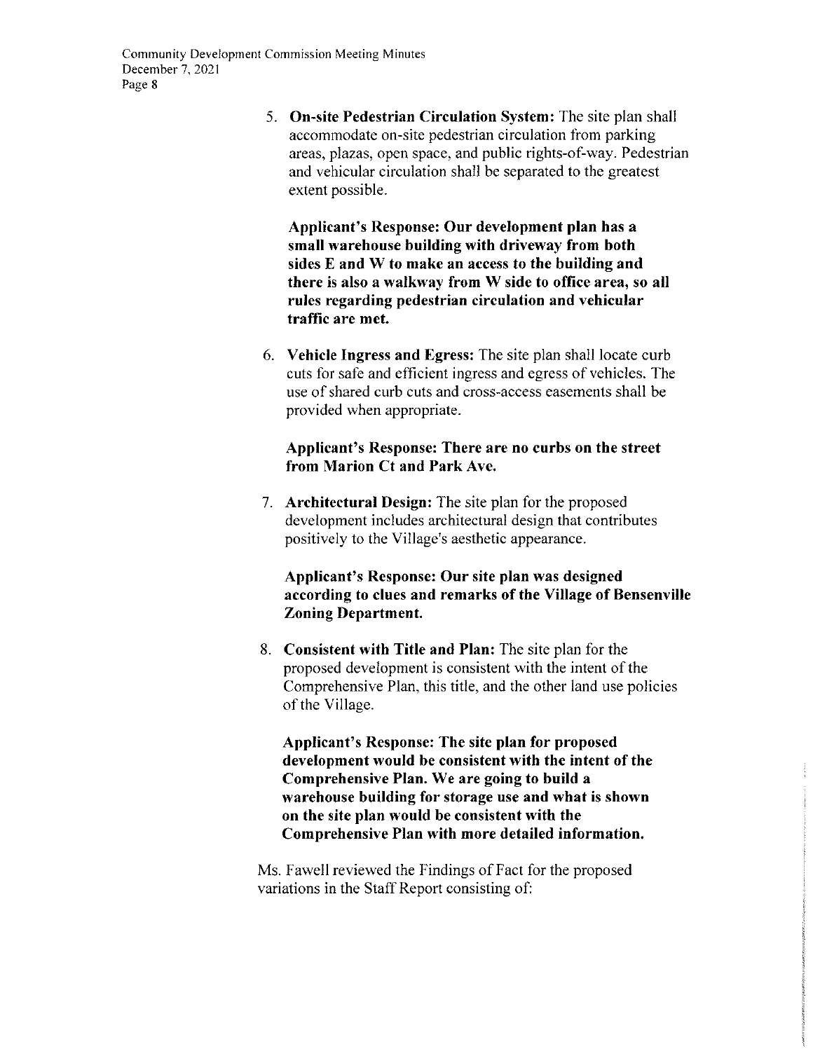5. **On-site Pedestrian Circulation System:** The site plan shall accommodate on-site pedestrian circulation from parking areas, plazas, open space, and public rights-of-way. Pedestrian and vehicular circulation shall be separated to the greatest extent possible.

   **Applicant's Response: Our development plan has a small warehouse building with driveway from both sides E and W to make an access to the building and there is also a walkway from W side to office area, so all rules regarding pedestrian circulation and vehicular traffic are met.**

6. **Vehicle Ingress and Egress:** The site plan shall locate curb cuts for safe and efficient ingress and egress of vehicles. The use of shared curb cuts and cross-access easements shall be provided when appropriate.

   **Applicant's Response: There are no curbs on the street from Marion Ct and Park Ave.**

7. **Architectural Design:** The site plan for the proposed development includes architectural design that contributes positively to the Village's aesthetic appearance.

   **Applicant's Response: Our site plan was designed according to clues and remarks of the Village of Bensenville Zoning Department.**

8. **Consistent with Title and Plan:** The site plan for the proposed development is consistent with the intent of the Comprehensive Plan, this title, and the other land use policies of the Village.

   **Applicant's Response: The site plan for proposed development would be consistent with the intent of the Comprehensive Plan. We are going to build a warehouse building for storage use and what is shown on the site plan would be consistent with the Comprehensive Plan with more detailed information.**

Ms. Fawell reviewed the Findings of Fact for the proposed variations in the Staff Report consisting of: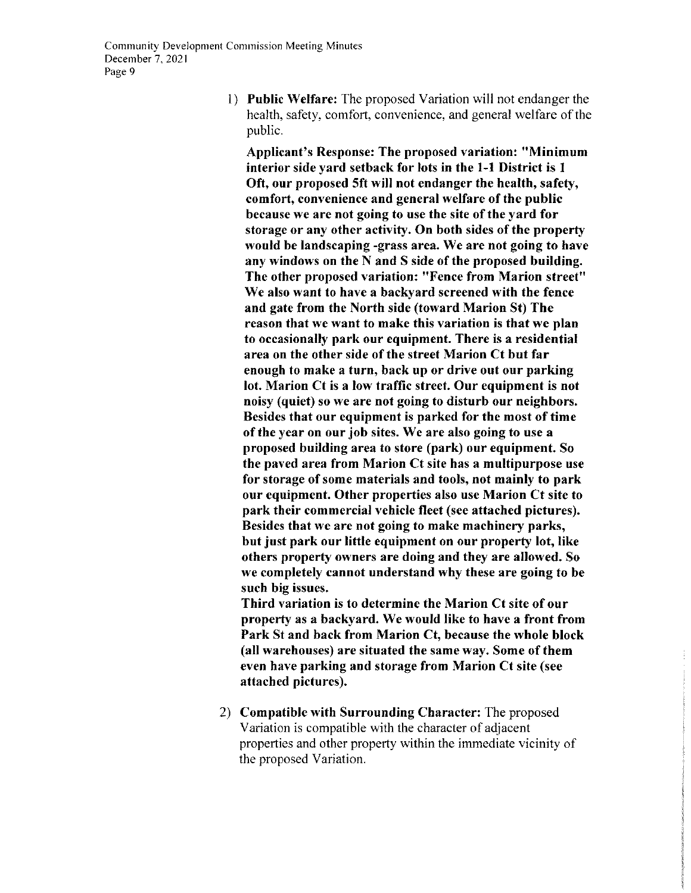1) **Public Welfare:** The proposed Variation will not endanger the health, safety, comfort, convenience, and general welfare of the public.

   **Applicant's Response: The proposed variation: "Minimum interior side yard setback for lots in the I-1 District is 10ft, our proposed 5ft will not endanger the health, safety, comfort, convenience and general welfare of the public because we are not going to use the site of the yard for storage or any other activity. On both sides of the property would be landscaping -grass area. We are not going to have any windows on the N and S side of the proposed building. The other proposed variation: "Fence from Marion street" We also want to have a backyard screened with the fence and gate from the North side (toward Marion St) The reason that we want to make this variation is that we plan to occasionally park our equipment. There is a residential area on the other side of the street Marion Ct but far enough to make a turn, back up or drive out our parking lot. Marion Ct is a low traffic street. Our equipment is not noisy (quiet) so we are not going to disturb our neighbors. Besides that our equipment is parked for the most of time of the year on our job sites. We are also going to use a proposed building area to store (park) our equipment. So the paved area from Marion Ct site has a multipurpose use for storage of some materials and tools, not mainly to park our equipment. Other properties also use Marion Ct site to park their commercial vehicle fleet (see attached pictures). Besides that we are not going to make machinery parks, but just park our little equipment on our property lot, like others property owners are doing and they are allowed. So we completely cannot understand why these are going to be such big issues.**

   **Third variation is to determine the Marion Ct site of our property as a backyard. We would like to have a front from Park St and back from Marion Ct, because the whole block (all warehouses) are situated the same way. Some of them even have parking and storage from Marion Ct site (see attached pictures).**

2) **Compatible with Surrounding Character:** The proposed Variation is compatible with the character of adjacent properties and other property within the immediate vicinity of the proposed Variation.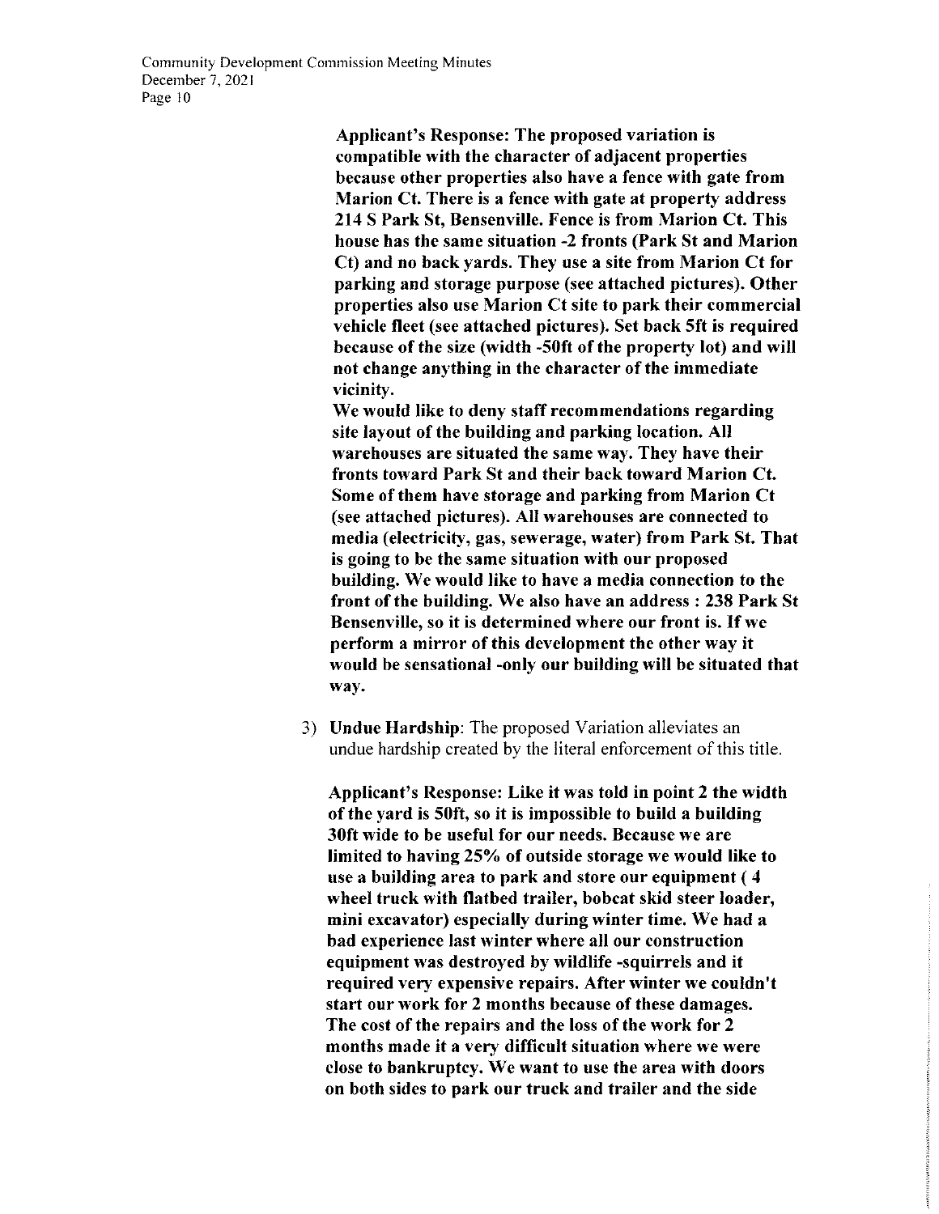**Applicant's Response: The proposed variation is compatible with the character of adjacent properties because other properties also have a fence with gate from Marion Ct. There is a fence with gate at property address 214 S Park St, Bensenville. Fence is from Marion Ct. This house has the same situation -2 fronts (Park St and Marion Ct) and no back yards. They use a site from Marion Ct for parking and storage purpose (see attached pictures). Other properties also use Marion Ct site to park their commercial vehicle fleet (see attached pictures). Set back 5ft is required because of the size (width -50ft of the property lot) and will not change anything in the character of the immediate vicinity.**

**We would like to deny staff recommendations regarding site layout of the building and parking location. All warehouses are situated the same way. They have their fronts toward Park St and their back toward Marion Ct. Some of them have storage and parking from Marion Ct (see attached pictures). All warehouses are connected to media (electricity, gas, sewerage, water) from Park St. That is going to be the same situation with our proposed building. We would like to have a media connection to the front of the building. We also have an address : 238 Park St Bensenville, so it is determined where our front is. If we perform a mirror of this development the other way it would be sensational -only our building will be situated that way.**

3) **Undue Hardship**: The proposed Variation alleviates an undue hardship created by the literal enforcement of this title.

   **Applicant's Response: Like it was told in point 2 the width of the yard is 50ft, so it is impossible to build a building 30ft wide to be useful for our needs. Because we are limited to having 25% of outside storage we would like to use a building area to park and store our equipment ( 4 wheel truck with flatbed trailer, bobcat skid steer loader, mini excavator) especially during winter time. We had a bad experience last winter where all our construction equipment was destroyed by wildlife -squirrels and it required very expensive repairs. After winter we couldn't start our work for 2 months because of these damages. The cost of the repairs and the loss of the work for 2 months made it a very difficult situation where we were close to bankruptcy. We want to use the area with doors on both sides to park our truck and trailer and the side**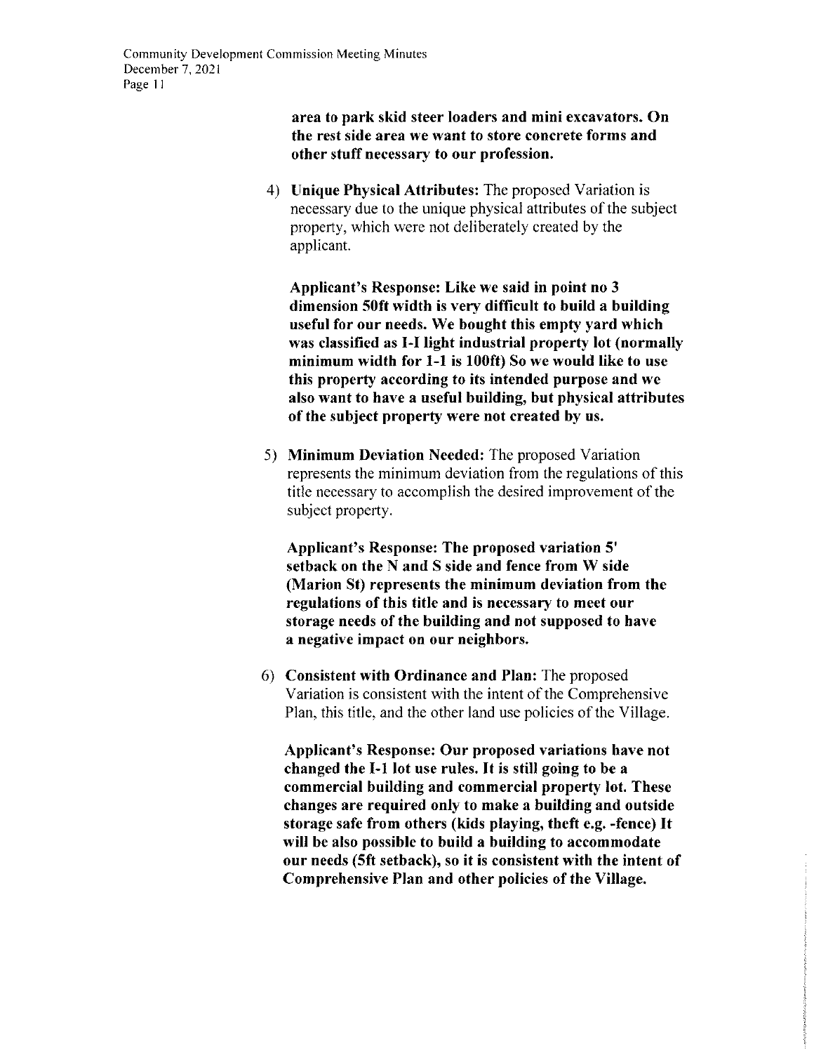**area to park skid steer loaders and mini excavators. On the rest side area we want to store concrete forms and other stuff necessary to our profession.**

4) **Unique Physical Attributes:** The proposed Variation is necessary due to the unique physical attributes of the subject property, which were not deliberately created by the applicant.

   **Applicant's Response: Like we said in point no 3 dimension 50ft width is very difficult to build a building useful for our needs. We bought this empty yard which was classified as I-I light industrial property lot (normally minimum width for 1-1 is 100ft) So we would like to use this property according to its intended purpose and we also want to have a useful building, but physical attributes of the subject property were not created by us.**

5) **Minimum Deviation Needed:** The proposed Variation represents the minimum deviation from the regulations of this title necessary to accomplish the desired improvement of the subject property.

   **Applicant's Response: The proposed variation 5' setback on the N and S side and fence from W side (Marion St) represents the minimum deviation from the regulations of this title and is necessary to meet our storage needs of the building and not supposed to have a negative impact on our neighbors.**

6) **Consistent with Ordinance and Plan:** The proposed Variation is consistent with the intent of the Comprehensive Plan, this title, and the other land use policies of the Village.

   **Applicant's Response: Our proposed variations have not changed the I-1 lot use rules. It is still going to be a commercial building and commercial property lot. These changes are required only to make a building and outside storage safe from others (kids playing, theft e.g. -fence) It will be also possible to build a building to accommodate our needs (5ft setback), so it is consistent with the intent of Comprehensive Plan and other policies of the Village.**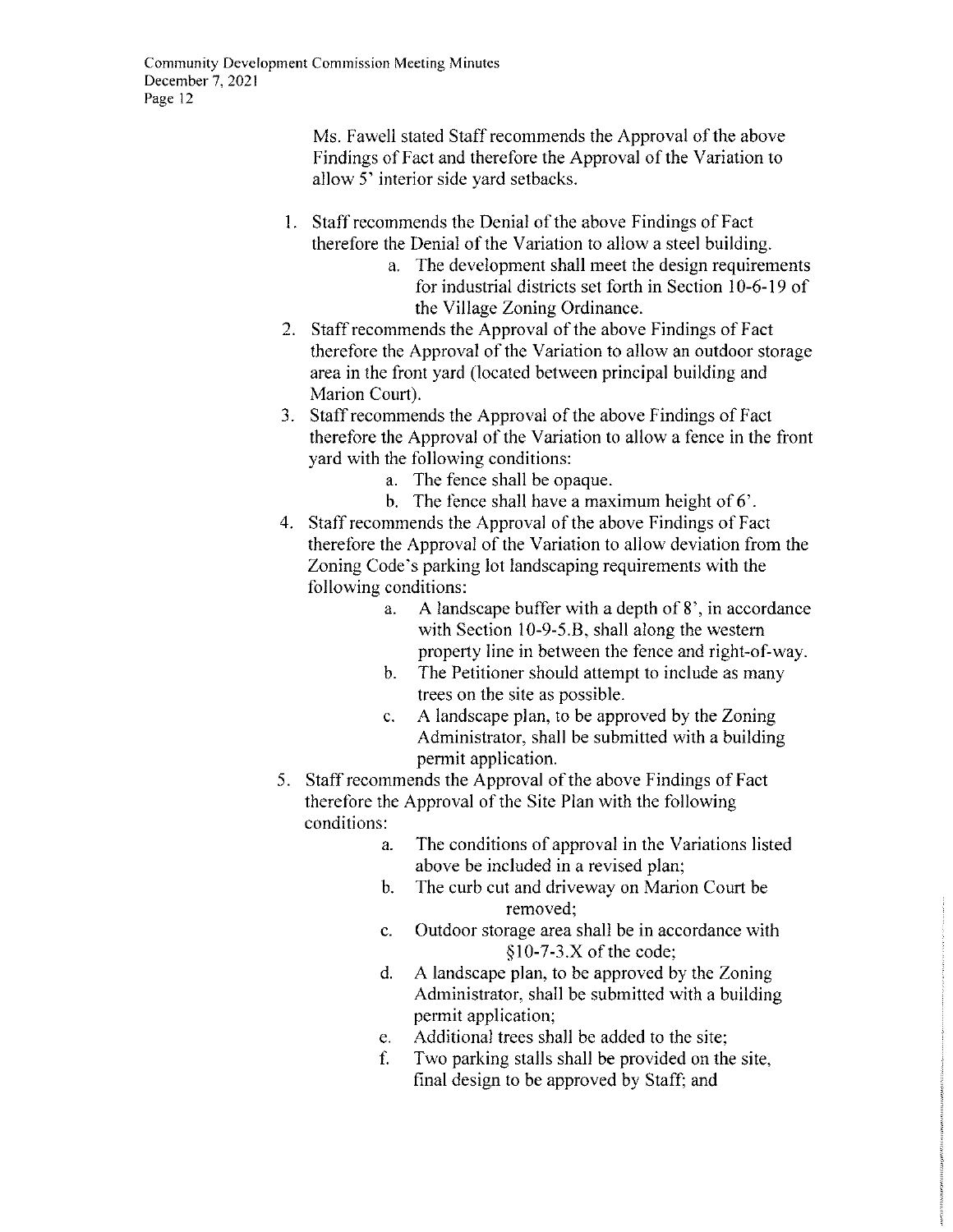Ms. Fawell stated Staff recommends the Approval of the above Findings of Fact and therefore the Approval of the Variation to allow 5' interior side yard setbacks.

1. Staff recommends the Denial of the above Findings of Fact therefore the Denial of the Variation to allow a steel building.
    a. The development shall meet the design requirements for industrial districts set forth in Section 10-6-19 of the Village Zoning Ordinance.
2. Staff recommends the Approval of the above Findings of Fact therefore the Approval of the Variation to allow an outdoor storage area in the front yard (located between principal building and Marion Court).
3. Staff recommends the Approval of the above Findings of Fact therefore the Approval of the Variation to allow a fence in the front yard with the following conditions:
    a. The fence shall be opaque.
    b. The fence shall have a maximum height of 6'.
4. Staff recommends the Approval of the above Findings of Fact therefore the Approval of the Variation to allow deviation from the Zoning Code's parking lot landscaping requirements with the following conditions:
    a. A landscape buffer with a depth of 8', in accordance with Section 10-9-5.B, shall along the western property line in between the fence and right-of-way.
    b. The Petitioner should attempt to include as many trees on the site as possible.
    c. A landscape plan, to be approved by the Zoning Administrator, shall be submitted with a building permit application.
5. Staff recommends the Approval of the above Findings of Fact therefore the Approval of the Site Plan with the following conditions:
    a. The conditions of approval in the Variations listed above be included in a revised plan;
    b. The curb cut and driveway on Marion Court be removed;
    c. Outdoor storage area shall be in accordance with §10-7-3.X of the code;
    d. A landscape plan, to be approved by the Zoning Administrator, shall be submitted with a building permit application;
    e. Additional trees shall be added to the site;
    f. Two parking stalls shall be provided on the site, final design to be approved by Staff; and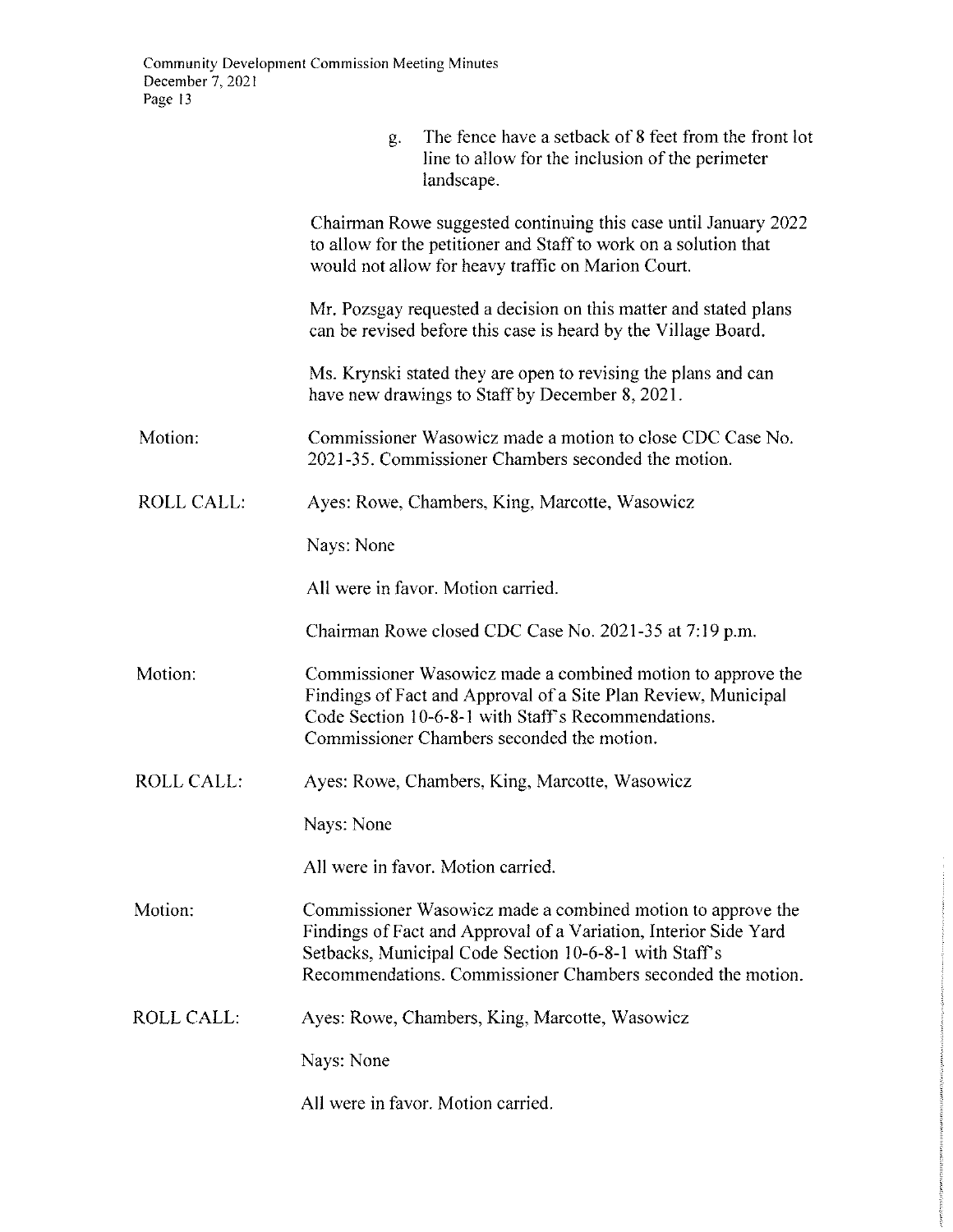g. The fence have a setback of 8 feet from the front lot line to allow for the inclusion of the perimeter landscape.

Chairman Rowe suggested continuing this case until January 2022 to allow for the petitioner and Staff to work on a solution that would not allow for heavy traffic on Marion Court.

Mr. Pozsgay requested a decision on this matter and stated plans can be revised before this case is heard by the Village Board.

Ms. Krynski stated they are open to revising the plans and can have new drawings to Staff by December 8, 2021.

Motion: Commissioner Wasowicz made a motion to close CDC Case No. 2021-35. Commissioner Chambers seconded the motion.

ROLL CALL: Ayes: Rowe, Chambers, King, Marcotte, Wasowicz

Nays: None

All were in favor. Motion carried.

Chairman Rowe closed CDC Case No. 2021-35 at 7:19 p.m.

Motion: Commissioner Wasowicz made a combined motion to approve the Findings of Fact and Approval of a Site Plan Review, Municipal Code Section 10-6-8-1 with Staff's Recommendations. Commissioner Chambers seconded the motion.

ROLL CALL: Ayes: Rowe, Chambers, King, Marcotte, Wasowicz

Nays: None

All were in favor. Motion carried.

Motion: Commissioner Wasowicz made a combined motion to approve the Findings of Fact and Approval of a Variation, Interior Side Yard Setbacks, Municipal Code Section 10-6-8-1 with Staff's Recommendations. Commissioner Chambers seconded the motion.

ROLL CALL: Ayes: Rowe, Chambers, King, Marcotte, Wasowicz

Nays: None

All were in favor. Motion carried.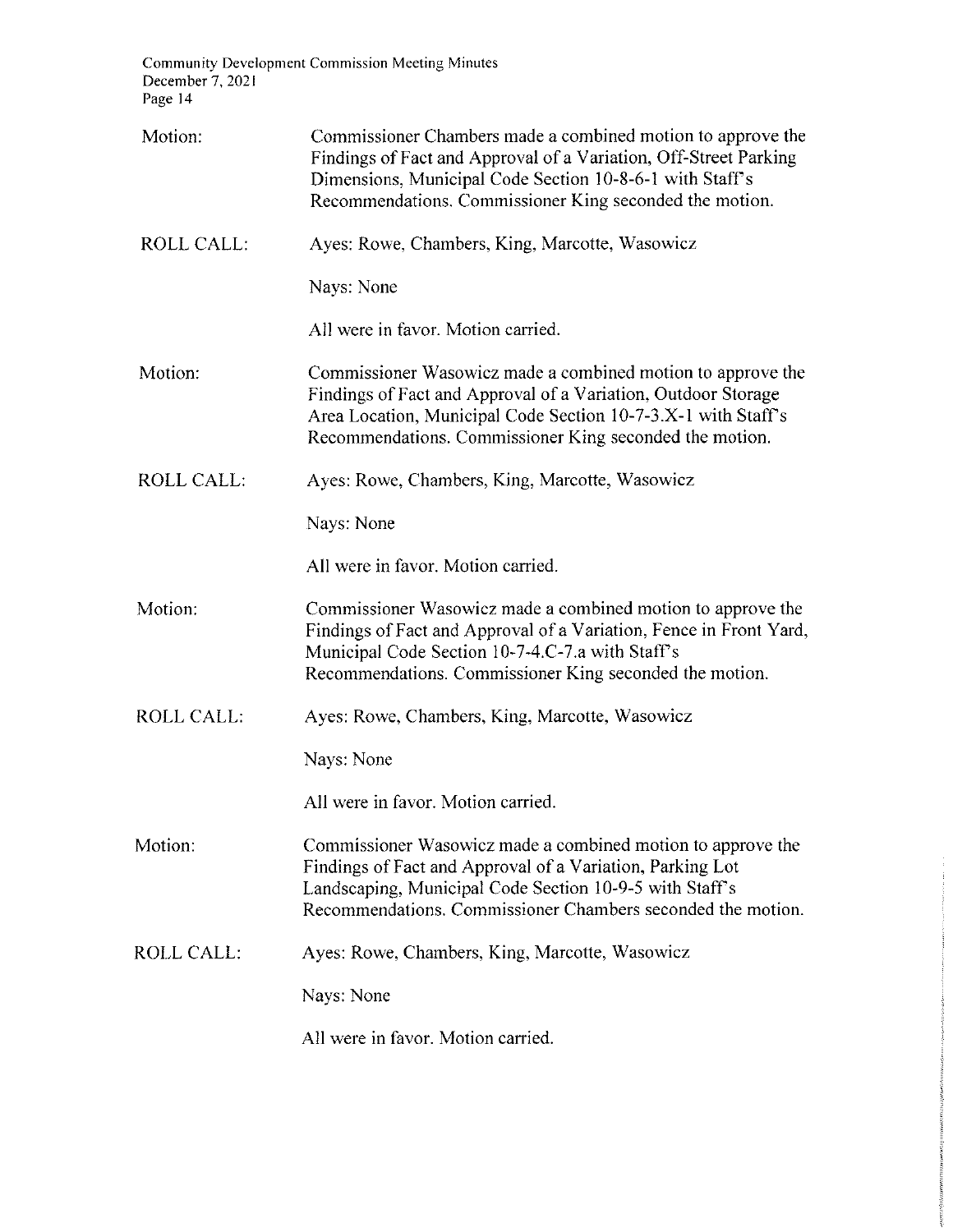Motion: Commissioner Chambers made a combined motion to approve the Findings of Fact and Approval of a Variation, Off-Street Parking Dimensions, Municipal Code Section 10-8-6-1 with Staff's Recommendations. Commissioner King seconded the motion.

ROLL CALL: Ayes: Rowe, Chambers, King, Marcotte, Wasowicz

Nays: None

All were in favor. Motion carried.

Motion: Commissioner Wasowicz made a combined motion to approve the Findings of Fact and Approval of a Variation, Outdoor Storage Area Location, Municipal Code Section 10-7-3.X-1 with Staff's Recommendations. Commissioner King seconded the motion.

ROLL CALL: Ayes: Rowe, Chambers, King, Marcotte, Wasowicz

Nays: None

All were in favor. Motion carried.

Motion: Commissioner Wasowicz made a combined motion to approve the Findings of Fact and Approval of a Variation, Fence in Front Yard, Municipal Code Section 10-7-4.C-7.a with Staff's Recommendations. Commissioner King seconded the motion.

ROLL CALL: Ayes: Rowe, Chambers, King, Marcotte, Wasowicz

Nays: None

All were in favor. Motion carried.

Motion: Commissioner Wasowicz made a combined motion to approve the Findings of Fact and Approval of a Variation, Parking Lot Landscaping, Municipal Code Section 10-9-5 with Staff's Recommendations. Commissioner Chambers seconded the motion.

ROLL CALL: Ayes: Rowe, Chambers, King, Marcotte, Wasowicz

Nays: None

All were in favor. Motion carried.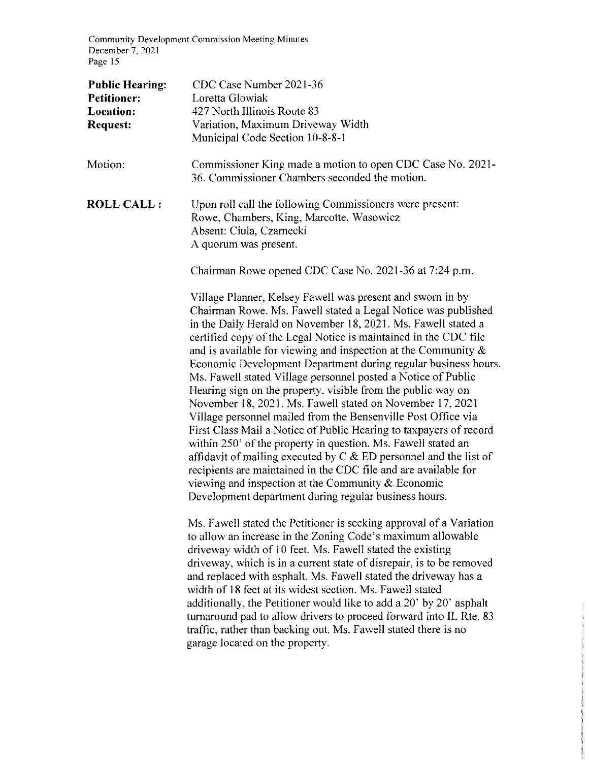**Public Hearing:** CDC Case Number 2021-36
**Petitioner:** Loretta Glowiak
**Location:** 427 North Illinois Route 83
**Request:** Variation, Maximum Driveway Width
Municipal Code Section 10-8-8-1

Motion: Commissioner King made a motion to open CDC Case No. 2021-36. Commissioner Chambers seconded the motion.

**ROLL CALL :** Upon roll call the following Commissioners were present:
Rowe, Chambers, King, Marcotte, Wasowicz
Absent: Ciula, Czarnecki
A quorum was present.

Chairman Rowe opened CDC Case No. 2021-36 at 7:24 p.m.

Village Planner, Kelsey Fawell was present and sworn in by Chairman Rowe. Ms. Fawell stated a Legal Notice was published in the Daily Herald on November 18, 2021. Ms. Fawell stated a certified copy of the Legal Notice is maintained in the CDC file and is available for viewing and inspection at the Community & Economic Development Department during regular business hours. Ms. Fawell stated Village personnel posted a Notice of Public Hearing sign on the property, visible from the public way on November 18, 2021. Ms. Fawell stated on November 17, 2021 Village personnel mailed from the Bensenville Post Office via First Class Mail a Notice of Public Hearing to taxpayers of record within 250' of the property in question. Ms. Fawell stated an affidavit of mailing executed by C & ED personnel and the list of recipients are maintained in the CDC file and are available for viewing and inspection at the Community & Economic Development department during regular business hours.

Ms. Fawell stated the Petitioner is seeking approval of a Variation to allow an increase in the Zoning Code's maximum allowable driveway width of 10 feet. Ms. Fawell stated the existing driveway, which is in a current state of disrepair, is to be removed and replaced with asphalt. Ms. Fawell stated the driveway has a width of 18 feet at its widest section. Ms. Fawell stated additionally, the Petitioner would like to add a 20' by 20' asphalt turnaround pad to allow drivers to proceed forward into IL Rte. 83 traffic, rather than backing out. Ms. Fawell stated there is no garage located on the property.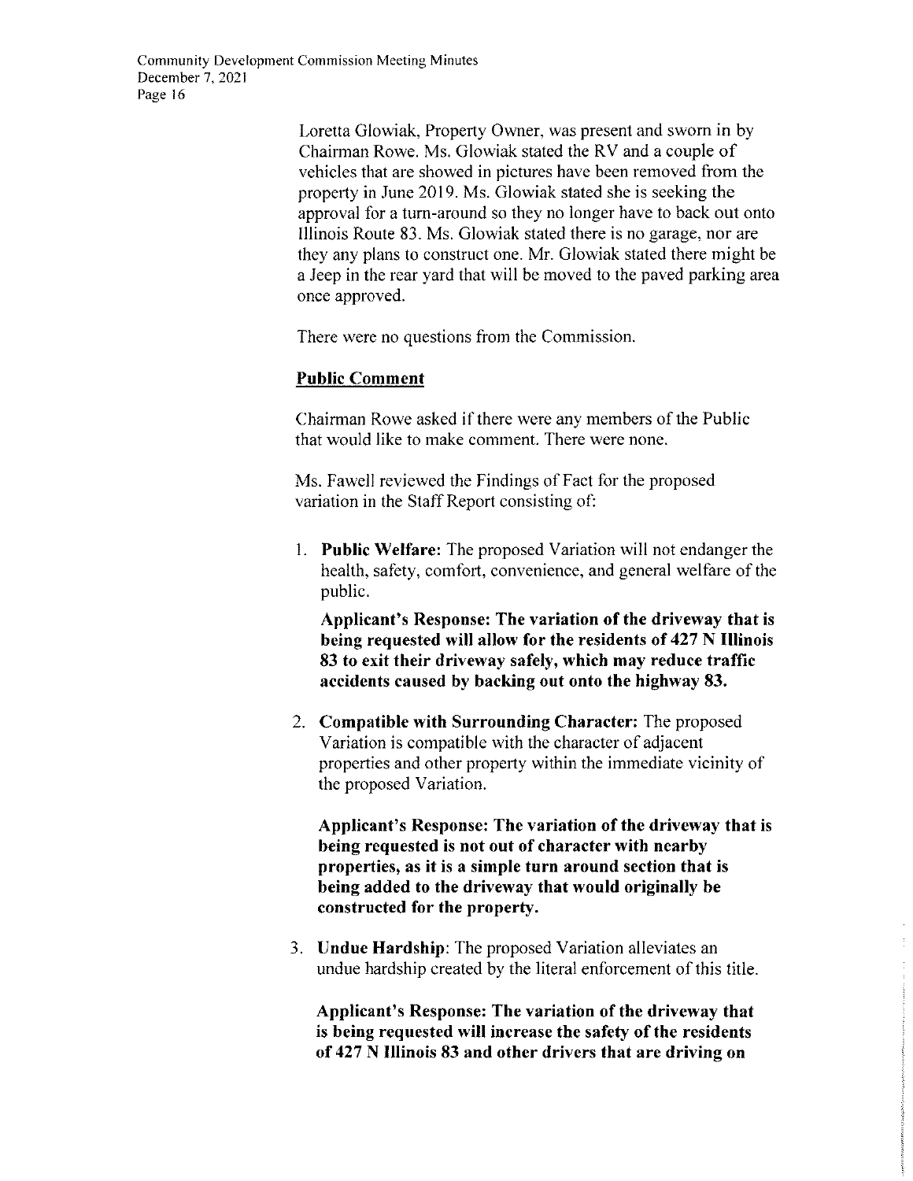Loretta Glowiak, Property Owner, was present and sworn in by Chairman Rowe. Ms. Glowiak stated the RV and a couple of vehicles that are showed in pictures have been removed from the property in June 2019. Ms. Glowiak stated she is seeking the approval for a turn-around so they no longer have to back out onto Illinois Route 83. Ms. Glowiak stated there is no garage, nor are they any plans to construct one. Mr. Glowiak stated there might be a Jeep in the rear yard that will be moved to the paved parking area once approved.

There were no questions from the Commission.

**Public Comment**

Chairman Rowe asked if there were any members of the Public that would like to make comment. There were none.

Ms. Fawell reviewed the Findings of Fact for the proposed variation in the Staff Report consisting of:

1. **Public Welfare:** The proposed Variation will not endanger the health, safety, comfort, convenience, and general welfare of the public.

   **Applicant's Response: The variation of the driveway that is being requested will allow for the residents of 427 N Illinois 83 to exit their driveway safely, which may reduce traffic accidents caused by backing out onto the highway 83.**

2. **Compatible with Surrounding Character:** The proposed Variation is compatible with the character of adjacent properties and other property within the immediate vicinity of the proposed Variation.

   **Applicant's Response: The variation of the driveway that is being requested is not out of character with nearby properties, as it is a simple turn around section that is being added to the driveway that would originally be constructed for the property.**

3. **Undue Hardship**: The proposed Variation alleviates an undue hardship created by the literal enforcement of this title.

   **Applicant's Response: The variation of the driveway that is being requested will increase the safety of the residents of 427 N Illinois 83 and other drivers that are driving on**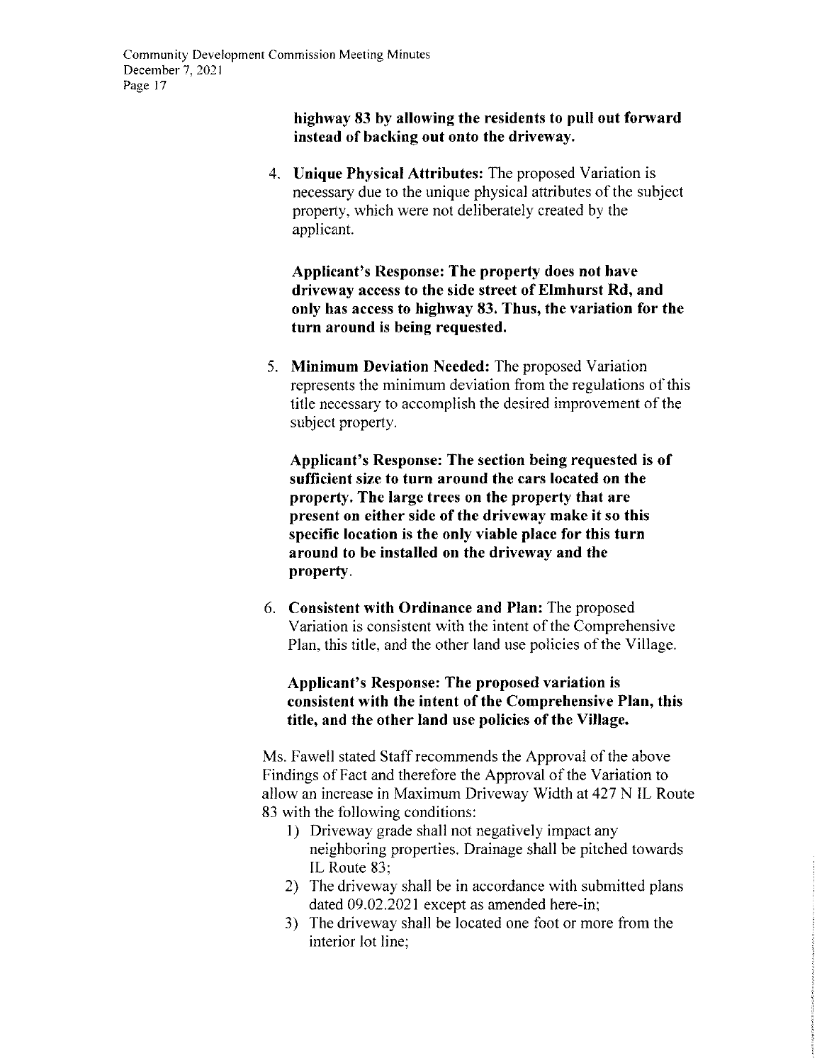**highway 83 by allowing the residents to pull out forward instead of backing out onto the driveway.**

4. **Unique Physical Attributes:** The proposed Variation is necessary due to the unique physical attributes of the subject property, which were not deliberately created by the applicant.

   **Applicant's Response: The property does not have driveway access to the side street of Elmhurst Rd, and only has access to highway 83. Thus, the variation for the turn around is being requested.**

5. **Minimum Deviation Needed:** The proposed Variation represents the minimum deviation from the regulations of this title necessary to accomplish the desired improvement of the subject property.

   **Applicant's Response: The section being requested is of sufficient size to turn around the cars located on the property. The large trees on the property that are present on either side of the driveway make it so this specific location is the only viable place for this turn around to be installed on the driveway and the property.**

6. **Consistent with Ordinance and Plan:** The proposed Variation is consistent with the intent of the Comprehensive Plan, this title, and the other land use policies of the Village.

   **Applicant's Response: The proposed variation is consistent with the intent of the Comprehensive Plan, this title, and the other land use policies of the Village.**

Ms. Fawell stated Staff recommends the Approval of the above Findings of Fact and therefore the Approval of the Variation to allow an increase in Maximum Driveway Width at 427 N IL Route 83 with the following conditions:

1) Driveway grade shall not negatively impact any neighboring properties. Drainage shall be pitched towards IL Route 83;
2) The driveway shall be in accordance with submitted plans dated 09.02.2021 except as amended here-in;
3) The driveway shall be located one foot or more from the interior lot line;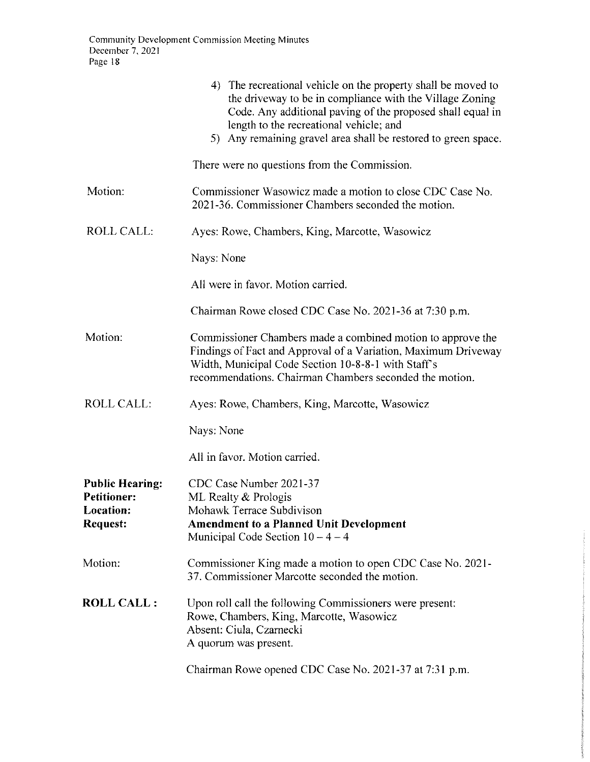4) The recreational vehicle on the property shall be moved to the driveway to be in compliance with the Village Zoning Code. Any additional paving of the proposed shall equal in length to the recreational vehicle; and
5) Any remaining gravel area shall be restored to green space.

There were no questions from the Commission.

Motion: Commissioner Wasowicz made a motion to close CDC Case No. 2021-36. Commissioner Chambers seconded the motion.

ROLL CALL: Ayes: Rowe, Chambers, King, Marcotte, Wasowicz

Nays: None

All were in favor. Motion carried.

Chairman Rowe closed CDC Case No. 2021-36 at 7:30 p.m.

Motion: Commissioner Chambers made a combined motion to approve the Findings of Fact and Approval of a Variation, Maximum Driveway Width, Municipal Code Section 10-8-8-1 with Staff's recommendations. Chairman Chambers seconded the motion.

ROLL CALL: Ayes: Rowe, Chambers, King, Marcotte, Wasowicz

Nays: None

All in favor. Motion carried.

**Public Hearing:** CDC Case Number 2021-37
**Petitioner:** ML Realty & Prologis
**Location:** Mohawk Terrace Subdivison
**Request:** **Amendment to a Planned Unit Development**
Municipal Code Section 10 – 4 – 4

Motion: Commissioner King made a motion to open CDC Case No. 2021-37. Commissioner Marcotte seconded the motion.

**ROLL CALL :** Upon roll call the following Commissioners were present:
Rowe, Chambers, King, Marcotte, Wasowicz
Absent: Ciula, Czarnecki
A quorum was present.

Chairman Rowe opened CDC Case No. 2021-37 at 7:31 p.m.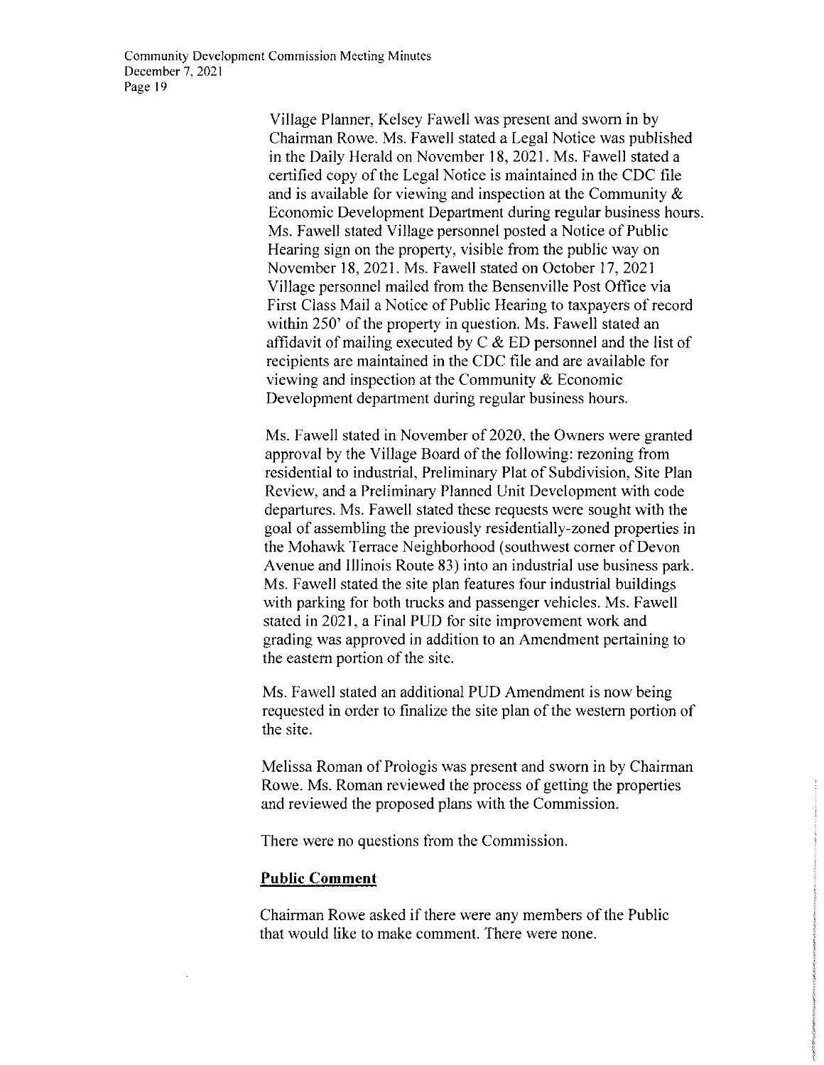Village Planner, Kelsey Fawell was present and sworn in by Chairman Rowe. Ms. Fawell stated a Legal Notice was published in the Daily Herald on November 18, 2021. Ms. Fawell stated a certified copy of the Legal Notice is maintained in the CDC file and is available for viewing and inspection at the Community & Economic Development Department during regular business hours. Ms. Fawell stated Village personnel posted a Notice of Public Hearing sign on the property, visible from the public way on November 18, 2021. Ms. Fawell stated on October 17, 2021 Village personnel mailed from the Bensenville Post Office via First Class Mail a Notice of Public Hearing to taxpayers of record within 250' of the property in question. Ms. Fawell stated an affidavit of mailing executed by C & ED personnel and the list of recipients are maintained in the CDC file and are available for viewing and inspection at the Community & Economic Development department during regular business hours.

Ms. Fawell stated in November of 2020, the Owners were granted approval by the Village Board of the following: rezoning from residential to industrial, Preliminary Plat of Subdivision, Site Plan Review, and a Preliminary Planned Unit Development with code departures. Ms. Fawell stated these requests were sought with the goal of assembling the previously residentially-zoned properties in the Mohawk Terrace Neighborhood (southwest corner of Devon Avenue and Illinois Route 83) into an industrial use business park. Ms. Fawell stated the site plan features four industrial buildings with parking for both trucks and passenger vehicles. Ms. Fawell stated in 2021, a Final PUD for site improvement work and grading was approved in addition to an Amendment pertaining to the eastern portion of the site.

Ms. Fawell stated an additional PUD Amendment is now being requested in order to finalize the site plan of the western portion of the site.

Melissa Roman of Prologis was present and sworn in by Chairman Rowe. Ms. Roman reviewed the process of getting the properties and reviewed the proposed plans with the Commission.

There were no questions from the Commission.

**Public Comment**

Chairman Rowe asked if there were any members of the Public that would like to make comment. There were none.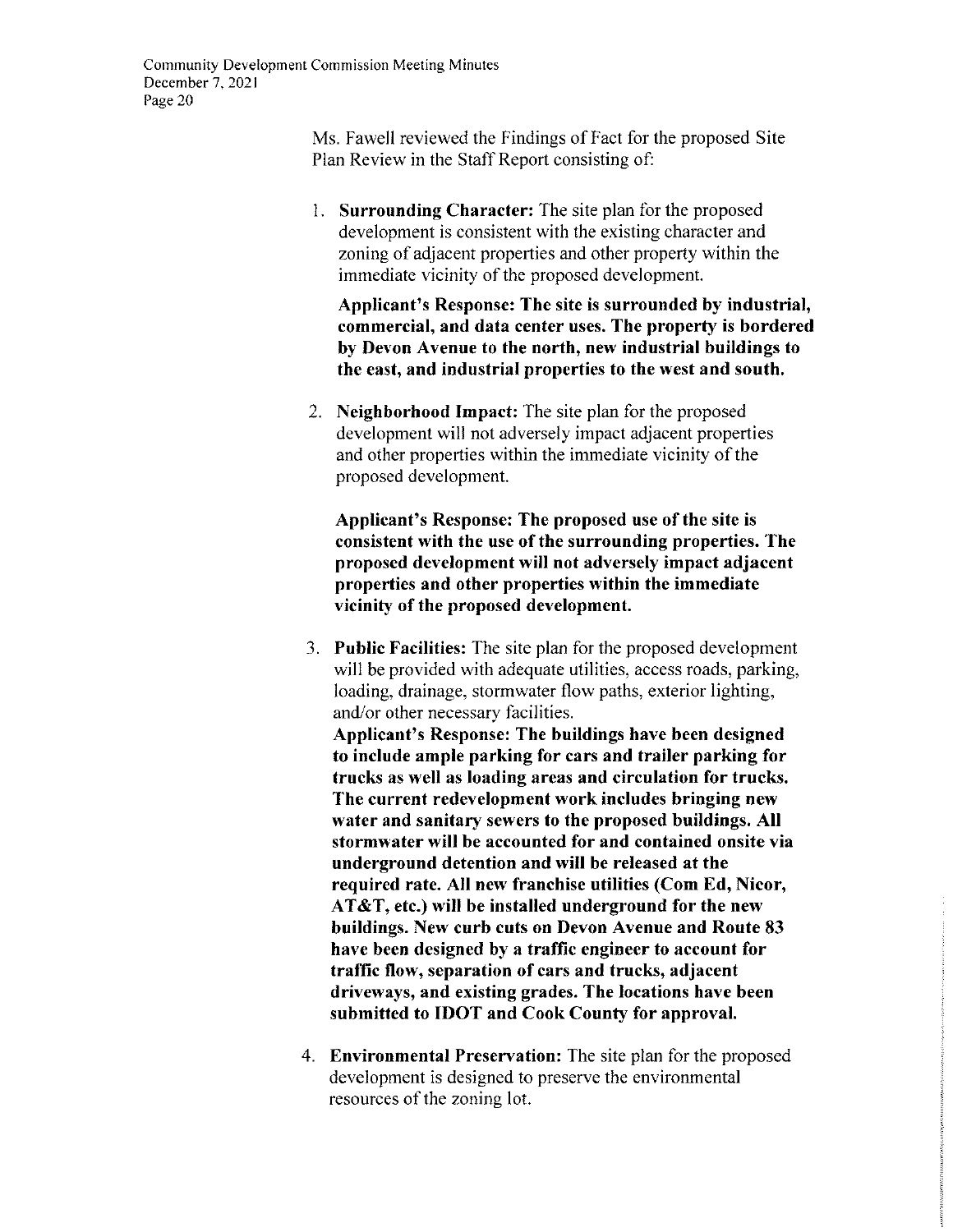Ms. Fawell reviewed the Findings of Fact for the proposed Site Plan Review in the Staff Report consisting of:

1. **Surrounding Character:** The site plan for the proposed development is consistent with the existing character and zoning of adjacent properties and other property within the immediate vicinity of the proposed development.

   **Applicant's Response: The site is surrounded by industrial, commercial, and data center uses. The property is bordered by Devon Avenue to the north, new industrial buildings to the east, and industrial properties to the west and south.**

2. **Neighborhood Impact:** The site plan for the proposed development will not adversely impact adjacent properties and other properties within the immediate vicinity of the proposed development.

   **Applicant's Response: The proposed use of the site is consistent with the use of the surrounding properties. The proposed development will not adversely impact adjacent properties and other properties within the immediate vicinity of the proposed development.**

3. **Public Facilities:** The site plan for the proposed development will be provided with adequate utilities, access roads, parking, loading, drainage, stormwater flow paths, exterior lighting, and/or other necessary facilities.
   **Applicant's Response: The buildings have been designed to include ample parking for cars and trailer parking for trucks as well as loading areas and circulation for trucks. The current redevelopment work includes bringing new water and sanitary sewers to the proposed buildings. All stormwater will be accounted for and contained onsite via underground detention and will be released at the required rate. All new franchise utilities (Com Ed, Nicor, AT&T, etc.) will be installed underground for the new buildings. New curb cuts on Devon Avenue and Route 83 have been designed by a traffic engineer to account for traffic flow, separation of cars and trucks, adjacent driveways, and existing grades. The locations have been submitted to IDOT and Cook County for approval.**

4. **Environmental Preservation:** The site plan for the proposed development is designed to preserve the environmental resources of the zoning lot.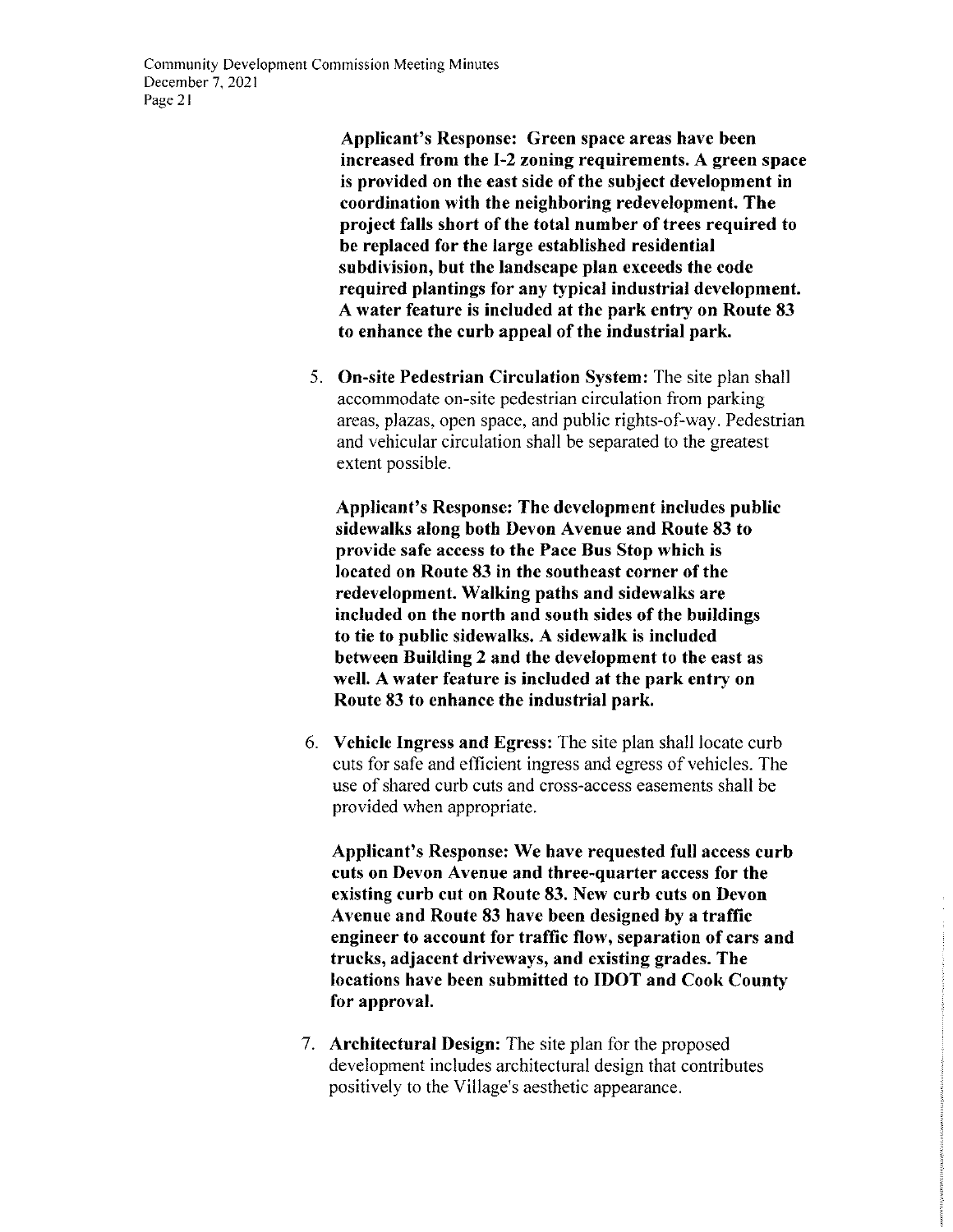**Applicant's Response: Green space areas have been increased from the I-2 zoning requirements. A green space is provided on the east side of the subject development in coordination with the neighboring redevelopment. The project falls short of the total number of trees required to be replaced for the large established residential subdivision, but the landscape plan exceeds the code required plantings for any typical industrial development. A water feature is included at the park entry on Route 83 to enhance the curb appeal of the industrial park.**

5. **On-site Pedestrian Circulation System:** The site plan shall accommodate on-site pedestrian circulation from parking areas, plazas, open space, and public rights-of-way. Pedestrian and vehicular circulation shall be separated to the greatest extent possible.

   **Applicant's Response: The development includes public sidewalks along both Devon Avenue and Route 83 to provide safe access to the Pace Bus Stop which is located on Route 83 in the southeast corner of the redevelopment. Walking paths and sidewalks are included on the north and south sides of the buildings to tie to public sidewalks. A sidewalk is included between Building 2 and the development to the east as well. A water feature is included at the park entry on Route 83 to enhance the industrial park.**

6. **Vehicle Ingress and Egress:** The site plan shall locate curb cuts for safe and efficient ingress and egress of vehicles. The use of shared curb cuts and cross-access easements shall be provided when appropriate.

   **Applicant's Response: We have requested full access curb cuts on Devon Avenue and three-quarter access for the existing curb cut on Route 83. New curb cuts on Devon Avenue and Route 83 have been designed by a traffic engineer to account for traffic flow, separation of cars and trucks, adjacent driveways, and existing grades. The locations have been submitted to IDOT and Cook County for approval.**

7. **Architectural Design:** The site plan for the proposed development includes architectural design that contributes positively to the Village's aesthetic appearance.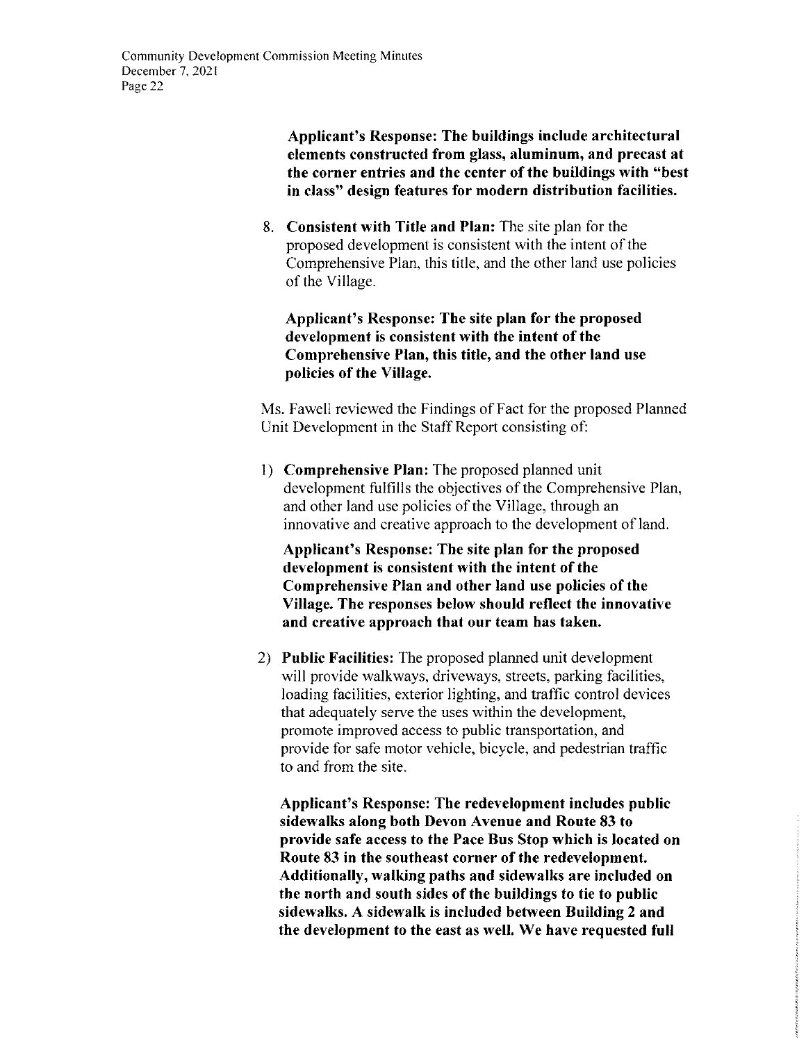**Applicant's Response: The buildings include architectural elements constructed from glass, aluminum, and precast at the corner entries and the center of the buildings with "best in class" design features for modern distribution facilities.**

8. **Consistent with Title and Plan:** The site plan for the proposed development is consistent with the intent of the Comprehensive Plan, this title, and the other land use policies of the Village.

   **Applicant's Response: The site plan for the proposed development is consistent with the intent of the Comprehensive Plan, this title, and the other land use policies of the Village.**

Ms. Fawell reviewed the Findings of Fact for the proposed Planned Unit Development in the Staff Report consisting of:

1) **Comprehensive Plan:** The proposed planned unit development fulfills the objectives of the Comprehensive Plan, and other land use policies of the Village, through an innovative and creative approach to the development of land.

   **Applicant's Response: The site plan for the proposed development is consistent with the intent of the Comprehensive Plan and other land use policies of the Village. The responses below should reflect the innovative and creative approach that our team has taken.**

2) **Public Facilities:** The proposed planned unit development will provide walkways, driveways, streets, parking facilities, loading facilities, exterior lighting, and traffic control devices that adequately serve the uses within the development, promote improved access to public transportation, and provide for safe motor vehicle, bicycle, and pedestrian traffic to and from the site.

   **Applicant's Response: The redevelopment includes public sidewalks along both Devon Avenue and Route 83 to provide safe access to the Pace Bus Stop which is located on Route 83 in the southeast corner of the redevelopment. Additionally, walking paths and sidewalks are included on the north and south sides of the buildings to tie to public sidewalks. A sidewalk is included between Building 2 and the development to the east as well. We have requested full**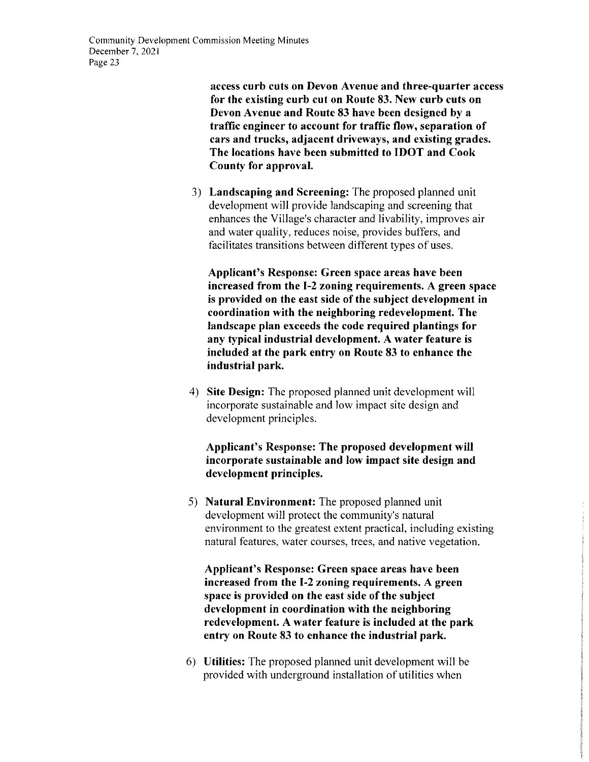**access curb cuts on Devon Avenue and three-quarter access for the existing curb cut on Route 83. New curb cuts on Devon Avenue and Route 83 have been designed by a traffic engineer to account for traffic flow, separation of cars and trucks, adjacent driveways, and existing grades. The locations have been submitted to IDOT and Cook County for approval.**

3) **Landscaping and Screening:** The proposed planned unit development will provide landscaping and screening that enhances the Village's character and livability, improves air and water quality, reduces noise, provides buffers, and facilitates transitions between different types of uses.

   **Applicant's Response: Green space areas have been increased from the I-2 zoning requirements. A green space is provided on the east side of the subject development in coordination with the neighboring redevelopment. The landscape plan exceeds the code required plantings for any typical industrial development. A water feature is included at the park entry on Route 83 to enhance the industrial park.**

4) **Site Design:** The proposed planned unit development will incorporate sustainable and low impact site design and development principles.

   **Applicant's Response: The proposed development will incorporate sustainable and low impact site design and development principles.**

5) **Natural Environment:** The proposed planned unit development will protect the community's natural environment to the greatest extent practical, including existing natural features, water courses, trees, and native vegetation.

   **Applicant's Response: Green space areas have been increased from the I-2 zoning requirements. A green space is provided on the east side of the subject development in coordination with the neighboring redevelopment. A water feature is included at the park entry on Route 83 to enhance the industrial park.**

6) **Utilities:** The proposed planned unit development will be provided with underground installation of utilities when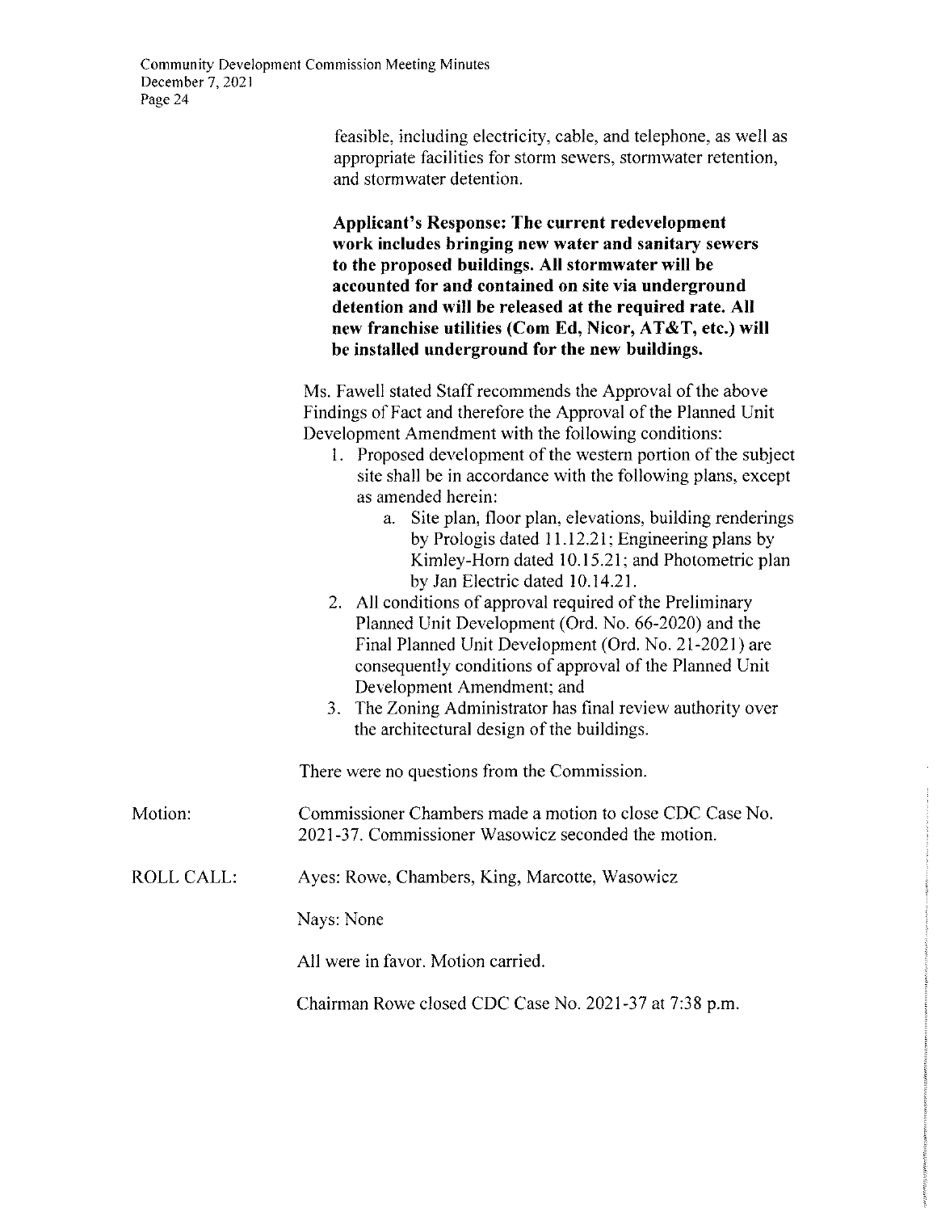feasible, including electricity, cable, and telephone, as well as appropriate facilities for storm sewers, stormwater retention, and stormwater detention.

**Applicant's Response: The current redevelopment work includes bringing new water and sanitary sewers to the proposed buildings. All stormwater will be accounted for and contained on site via underground detention and will be released at the required rate. All new franchise utilities (Com Ed, Nicor, AT&T, etc.) will be installed underground for the new buildings.**

Ms. Fawell stated Staff recommends the Approval of the above Findings of Fact and therefore the Approval of the Planned Unit Development Amendment with the following conditions:

1. Proposed development of the western portion of the subject site shall be in accordance with the following plans, except as amended herein:
    a. Site plan, floor plan, elevations, building renderings by Prologis dated 11.12.21; Engineering plans by Kimley-Horn dated 10.15.21; and Photometric plan by Jan Electric dated 10.14.21.
2. All conditions of approval required of the Preliminary Planned Unit Development (Ord. No. 66-2020) and the Final Planned Unit Development (Ord. No. 21-2021) are consequently conditions of approval of the Planned Unit Development Amendment; and
3. The Zoning Administrator has final review authority over the architectural design of the buildings.

There were no questions from the Commission.

Motion: Commissioner Chambers made a motion to close CDC Case No. 2021-37. Commissioner Wasowicz seconded the motion.

ROLL CALL: Ayes: Rowe, Chambers, King, Marcotte, Wasowicz

Nays: None

All were in favor. Motion carried.

Chairman Rowe closed CDC Case No. 2021-37 at 7:38 p.m.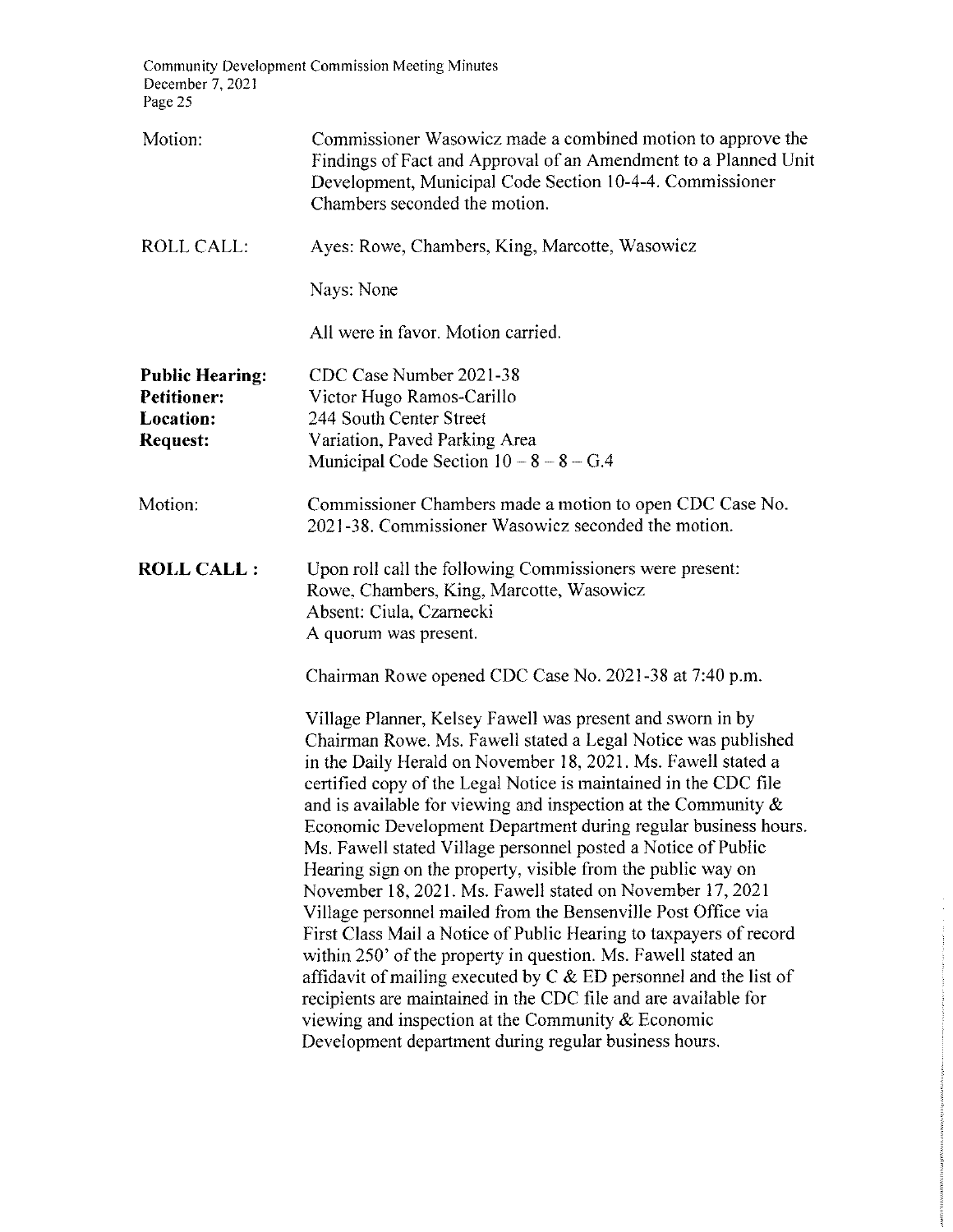Motion: Commissioner Wasowicz made a combined motion to approve the Findings of Fact and Approval of an Amendment to a Planned Unit Development, Municipal Code Section 10-4-4. Commissioner Chambers seconded the motion.

ROLL CALL: Ayes: Rowe, Chambers, King, Marcotte, Wasowicz

Nays: None

All were in favor. Motion carried.

**Public Hearing:** CDC Case Number 2021-38
**Petitioner:** Victor Hugo Ramos-Carillo
**Location:** 244 South Center Street
**Request:** Variation, Paved Parking Area
Municipal Code Section 10 – 8 – 8 – G.4

Motion: Commissioner Chambers made a motion to open CDC Case No. 2021-38. Commissioner Wasowicz seconded the motion.

**ROLL CALL :** Upon roll call the following Commissioners were present:
Rowe, Chambers, King, Marcotte, Wasowicz
Absent: Ciula, Czarnecki
A quorum was present.

Chairman Rowe opened CDC Case No. 2021-38 at 7:40 p.m.

Village Planner, Kelsey Fawell was present and sworn in by Chairman Rowe. Ms. Fawell stated a Legal Notice was published in the Daily Herald on November 18, 2021. Ms. Fawell stated a certified copy of the Legal Notice is maintained in the CDC file and is available for viewing and inspection at the Community & Economic Development Department during regular business hours. Ms. Fawell stated Village personnel posted a Notice of Public Hearing sign on the property, visible from the public way on November 18, 2021. Ms. Fawell stated on November 17, 2021 Village personnel mailed from the Bensenville Post Office via First Class Mail a Notice of Public Hearing to taxpayers of record within 250' of the property in question. Ms. Fawell stated an affidavit of mailing executed by C & ED personnel and the list of recipients are maintained in the CDC file and are available for viewing and inspection at the Community & Economic Development department during regular business hours.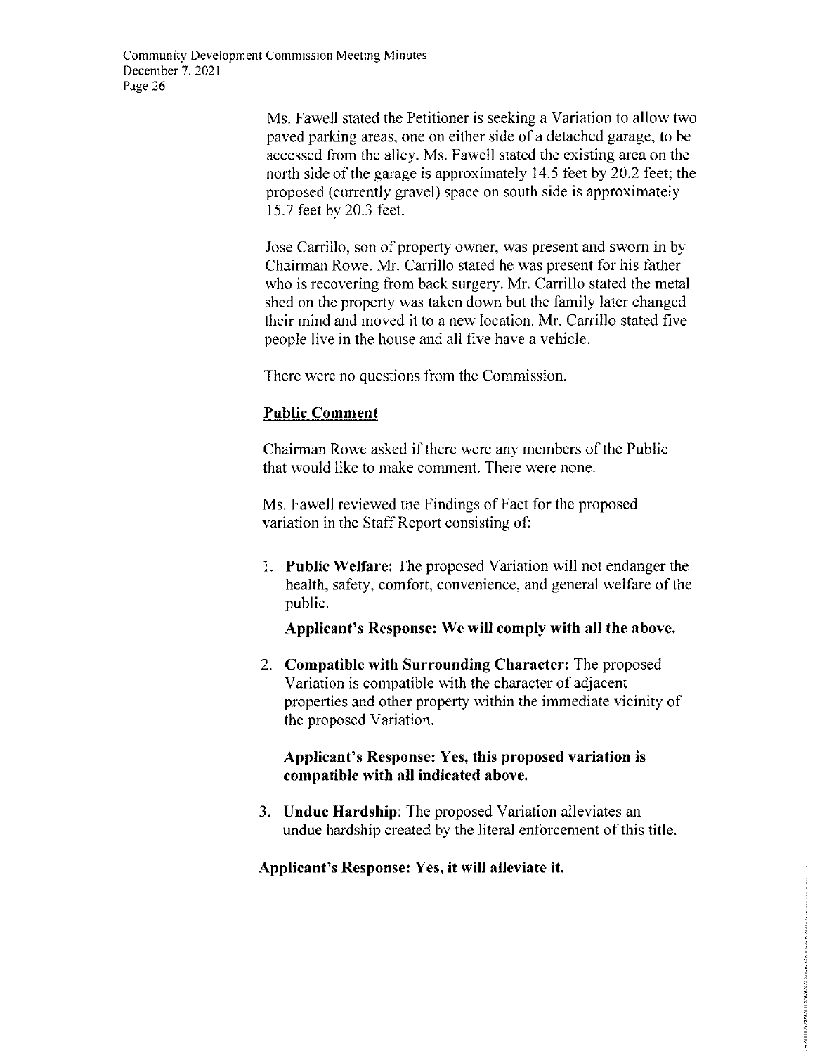Ms. Fawell stated the Petitioner is seeking a Variation to allow two paved parking areas, one on either side of a detached garage, to be accessed from the alley. Ms. Fawell stated the existing area on the north side of the garage is approximately 14.5 feet by 20.2 feet; the proposed (currently gravel) space on south side is approximately 15.7 feet by 20.3 feet.

Jose Carrillo, son of property owner, was present and sworn in by Chairman Rowe. Mr. Carrillo stated he was present for his father who is recovering from back surgery. Mr. Carrillo stated the metal shed on the property was taken down but the family later changed their mind and moved it to a new location. Mr. Carrillo stated five people live in the house and all five have a vehicle.

There were no questions from the Commission.

**Public Comment**

Chairman Rowe asked if there were any members of the Public that would like to make comment. There were none.

Ms. Fawell reviewed the Findings of Fact for the proposed variation in the Staff Report consisting of:

1. **Public Welfare:** The proposed Variation will not endanger the health, safety, comfort, convenience, and general welfare of the public.

   **Applicant's Response: We will comply with all the above.**

2. **Compatible with Surrounding Character:** The proposed Variation is compatible with the character of adjacent properties and other property within the immediate vicinity of the proposed Variation.

   **Applicant's Response: Yes, this proposed variation is compatible with all indicated above.**

3. **Undue Hardship**: The proposed Variation alleviates an undue hardship created by the literal enforcement of this title.

**Applicant's Response: Yes, it will alleviate it.**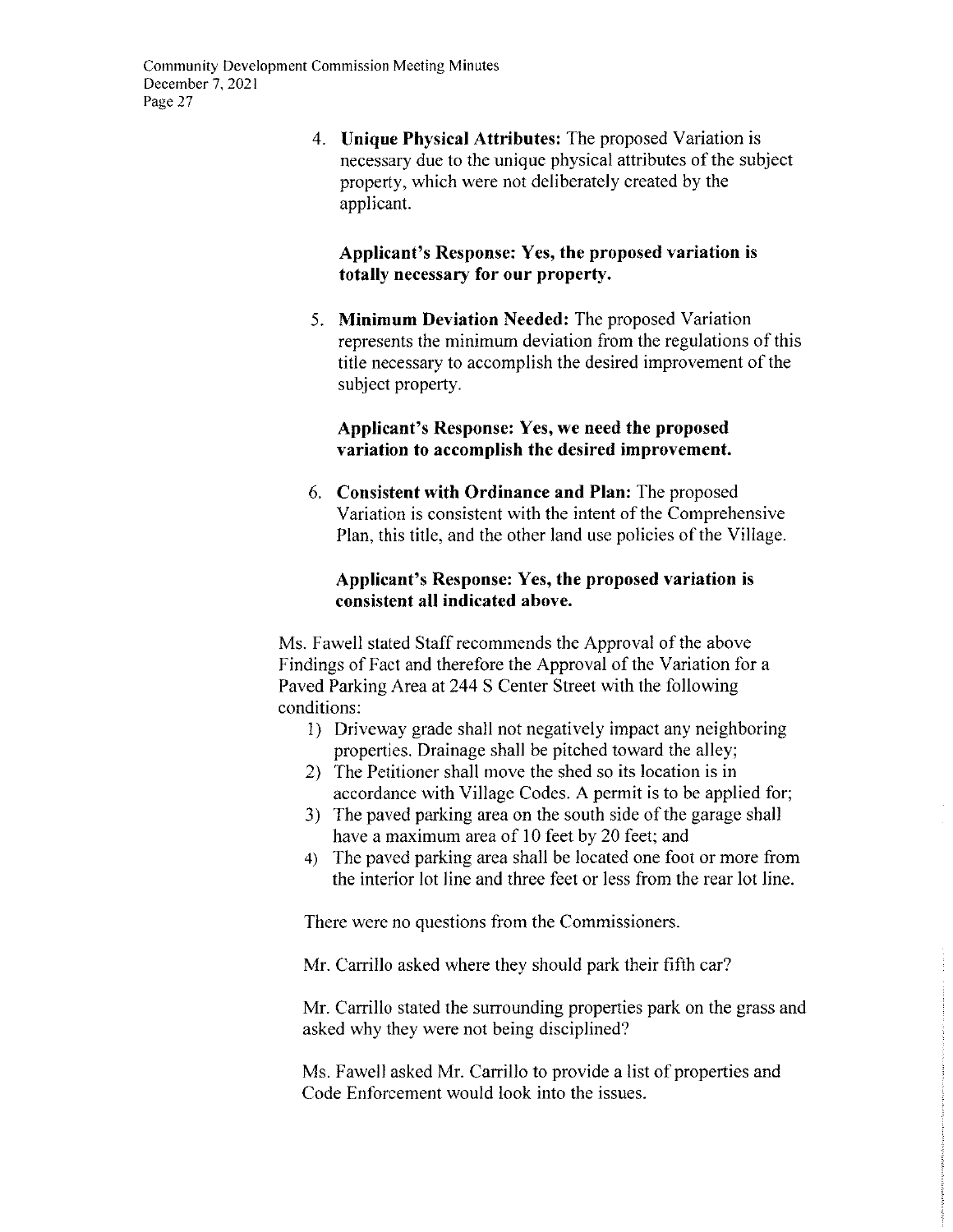4. **Unique Physical Attributes:** The proposed Variation is necessary due to the unique physical attributes of the subject property, which were not deliberately created by the applicant.

   **Applicant's Response: Yes, the proposed variation is totally necessary for our property.**

5. **Minimum Deviation Needed:** The proposed Variation represents the minimum deviation from the regulations of this title necessary to accomplish the desired improvement of the subject property.

   **Applicant's Response: Yes, we need the proposed variation to accomplish the desired improvement.**

6. **Consistent with Ordinance and Plan:** The proposed Variation is consistent with the intent of the Comprehensive Plan, this title, and the other land use policies of the Village.

   **Applicant's Response: Yes, the proposed variation is consistent all indicated above.**

Ms. Fawell stated Staff recommends the Approval of the above Findings of Fact and therefore the Approval of the Variation for a Paved Parking Area at 244 S Center Street with the following conditions:

1) Driveway grade shall not negatively impact any neighboring properties. Drainage shall be pitched toward the alley;
2) The Petitioner shall move the shed so its location is in accordance with Village Codes. A permit is to be applied for;
3) The paved parking area on the south side of the garage shall have a maximum area of 10 feet by 20 feet; and
4) The paved parking area shall be located one foot or more from the interior lot line and three feet or less from the rear lot line.

There were no questions from the Commissioners.

Mr. Carrillo asked where they should park their fifth car?

Mr. Carrillo stated the surrounding properties park on the grass and asked why they were not being disciplined?

Ms. Fawell asked Mr. Carrillo to provide a list of properties and Code Enforcement would look into the issues.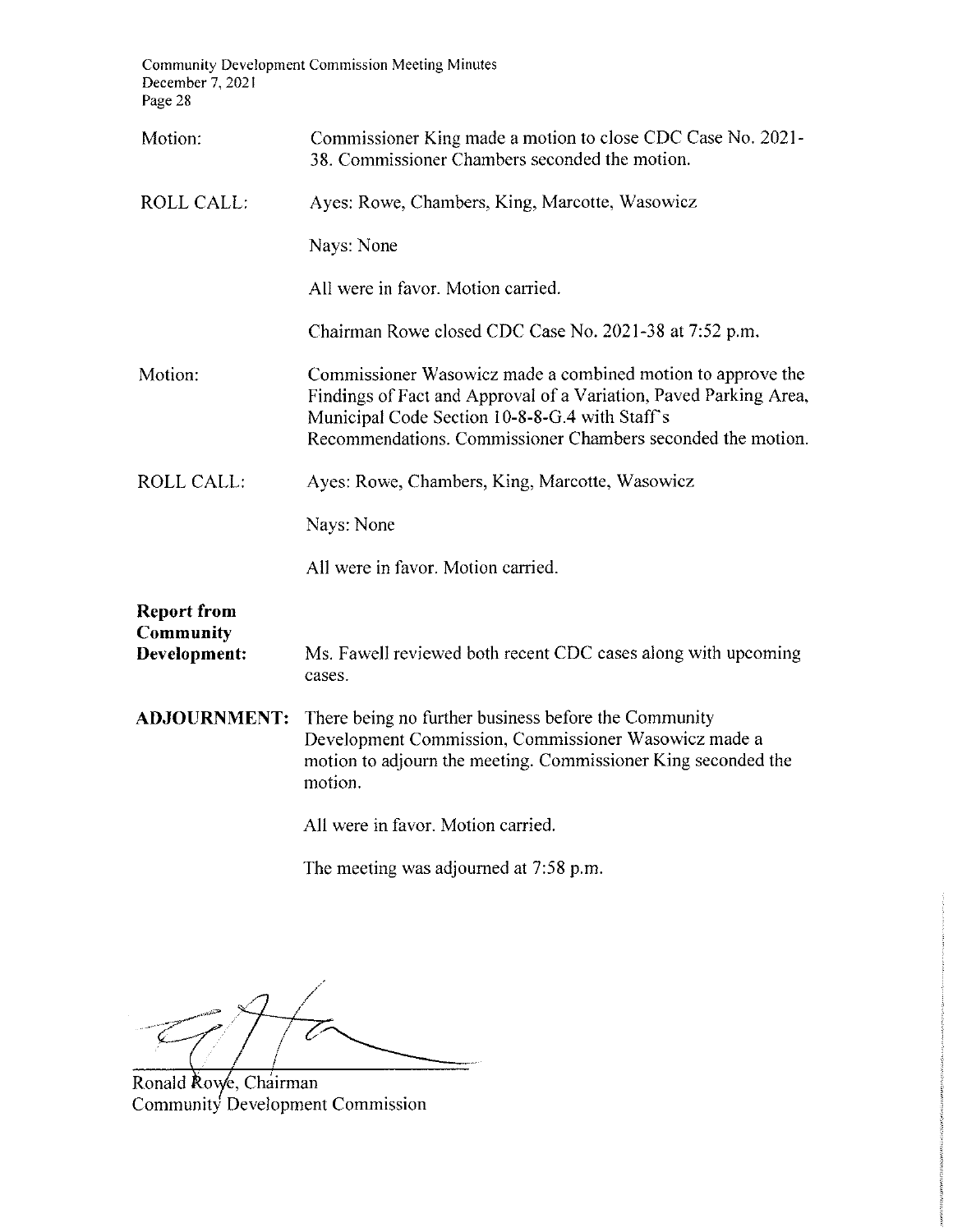Motion: Commissioner King made a motion to close CDC Case No. 2021-38. Commissioner Chambers seconded the motion.

ROLL CALL: Ayes: Rowe, Chambers, King, Marcotte, Wasowicz

Nays: None

All were in favor. Motion carried.

Chairman Rowe closed CDC Case No. 2021-38 at 7:52 p.m.

Motion: Commissioner Wasowicz made a combined motion to approve the Findings of Fact and Approval of a Variation, Paved Parking Area, Municipal Code Section 10-8-8-G.4 with Staff's Recommendations. Commissioner Chambers seconded the motion.

ROLL CALL: Ayes: Rowe, Chambers, King, Marcotte, Wasowicz

Nays: None

All were in favor. Motion carried.

**Report from Community Development:** Ms. Fawell reviewed both recent CDC cases along with upcoming cases.

**ADJOURNMENT:** There being no further business before the Community Development Commission, Commissioner Wasowicz made a motion to adjourn the meeting. Commissioner King seconded the motion.

All were in favor. Motion carried.

The meeting was adjourned at 7:58 p.m.

Ronald Rowe, Chairman
Community Development Commission